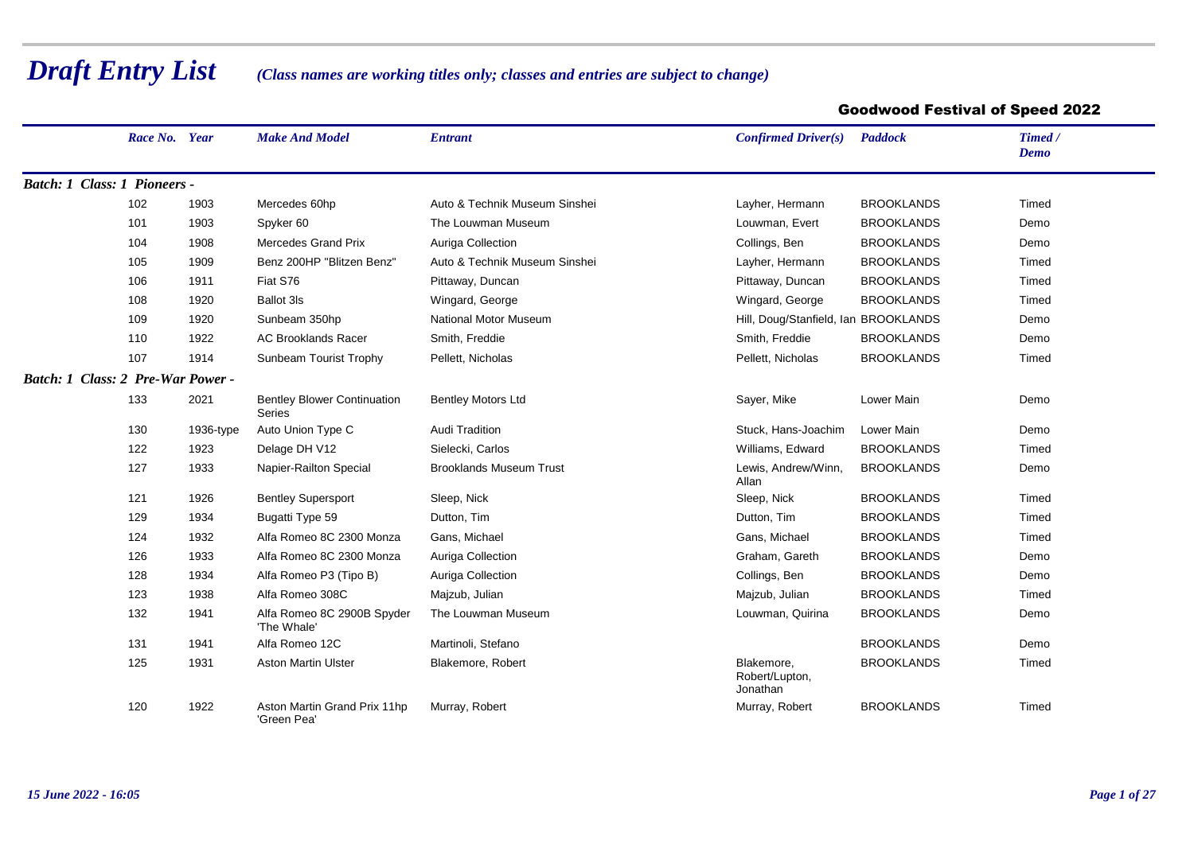# *Draft Entry List*

*(Class names are working titles only; classes and entries are subject to change)*

## Goodwood Festival of Speed 2022

| Race No. | Year | Make And Model | Entrant | Confirmed Driver(s) | Paddock | Timed / Demo |
|---|---|---|---|---|---|---|
| ***Batch: 1 Class: 1 Pioneers -*** | | | | | | |
| 102 | 1903 | Mercedes 60hp | Auto & Technik Museum Sinshei | Layher, Hermann | BROOKLANDS | Timed |
| 101 | 1903 | Spyker 60 | The Louwman Museum | Louwman, Evert | BROOKLANDS | Demo |
| 104 | 1908 | Mercedes Grand Prix | Auriga Collection | Collings, Ben | BROOKLANDS | Demo |
| 105 | 1909 | Benz 200HP "Blitzen Benz" | Auto & Technik Museum Sinshei | Layher, Hermann | BROOKLANDS | Timed |
| 106 | 1911 | Fiat S76 | Pittaway, Duncan | Pittaway, Duncan | BROOKLANDS | Timed |
| 108 | 1920 | Ballot 3ls | Wingard, George | Wingard, George | BROOKLANDS | Timed |
| 109 | 1920 | Sunbeam 350hp | National Motor Museum | Hill, Doug/Stanfield, Ian | BROOKLANDS | Demo |
| 110 | 1922 | AC Brooklands Racer | Smith, Freddie | Smith, Freddie | BROOKLANDS | Demo |
| 107 | 1914 | Sunbeam Tourist Trophy | Pellett, Nicholas | Pellett, Nicholas | BROOKLANDS | Timed |
| ***Batch: 1 Class: 2 Pre-War Power -*** | | | | | | |
| 133 | 2021 | Bentley Blower Continuation Series | Bentley Motors Ltd | Sayer, Mike | Lower Main | Demo |
| 130 | 1936-type | Auto Union Type C | Audi Tradition | Stuck, Hans-Joachim | Lower Main | Demo |
| 122 | 1923 | Delage DH V12 | Sielecki, Carlos | Williams, Edward | BROOKLANDS | Timed |
| 127 | 1933 | Napier-Railton Special | Brooklands Museum Trust | Lewis, Andrew/Winn, Allan | BROOKLANDS | Demo |
| 121 | 1926 | Bentley Supersport | Sleep, Nick | Sleep, Nick | BROOKLANDS | Timed |
| 129 | 1934 | Bugatti Type 59 | Dutton, Tim | Dutton, Tim | BROOKLANDS | Timed |
| 124 | 1932 | Alfa Romeo 8C 2300 Monza | Gans, Michael | Gans, Michael | BROOKLANDS | Timed |
| 126 | 1933 | Alfa Romeo 8C 2300 Monza | Auriga Collection | Graham, Gareth | BROOKLANDS | Demo |
| 128 | 1934 | Alfa Romeo P3 (Tipo B) | Auriga Collection | Collings, Ben | BROOKLANDS | Demo |
| 123 | 1938 | Alfa Romeo 308C | Majzub, Julian | Majzub, Julian | BROOKLANDS | Timed |
| 132 | 1941 | Alfa Romeo 8C 2900B Spyder 'The Whale' | The Louwman Museum | Louwman, Quirina | BROOKLANDS | Demo |
| 131 | 1941 | Alfa Romeo 12C | Martinoli, Stefano | | BROOKLANDS | Demo |
| 125 | 1931 | Aston Martin Ulster | Blakemore, Robert | Blakemore, Robert/Lupton, Jonathan | BROOKLANDS | Timed |
| 120 | 1922 | Aston Martin Grand Prix 11hp 'Green Pea' | Murray, Robert | Murray, Robert | BROOKLANDS | Timed |

*15 June 2022 - 16:05*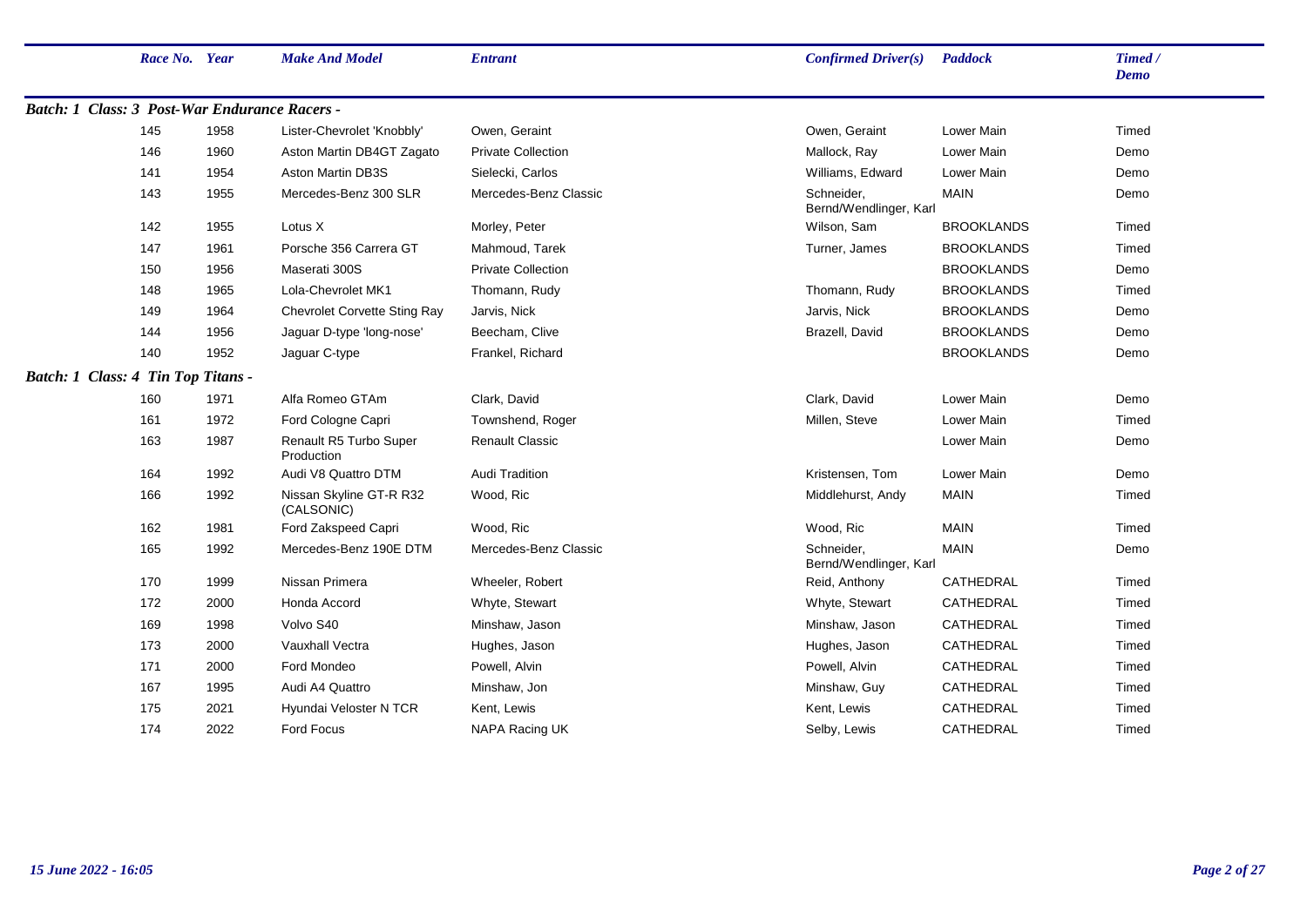| Race No. | Year | Make And Model | Entrant | Confirmed Driver(s) | Paddock | Timed / Demo |
|---|---|---|---|---|---|---|
| ***Batch: 1 Class: 3 Post-War Endurance Racers -*** | | | | | | |
| 145 | 1958 | Lister-Chevrolet 'Knobbly' | Owen, Geraint | Owen, Geraint | Lower Main | Timed |
| 146 | 1960 | Aston Martin DB4GT Zagato | Private Collection | Mallock, Ray | Lower Main | Demo |
| 141 | 1954 | Aston Martin DB3S | Sielecki, Carlos | Williams, Edward | Lower Main | Demo |
| 143 | 1955 | Mercedes-Benz 300 SLR | Mercedes-Benz Classic | Schneider, Bernd/Wendlinger, Karl | MAIN | Demo |
| 142 | 1955 | Lotus X | Morley, Peter | Wilson, Sam | BROOKLANDS | Timed |
| 147 | 1961 | Porsche 356 Carrera GT | Mahmoud, Tarek | Turner, James | BROOKLANDS | Timed |
| 150 | 1956 | Maserati 300S | Private Collection | | BROOKLANDS | Demo |
| 148 | 1965 | Lola-Chevrolet MK1 | Thomann, Rudy | Thomann, Rudy | BROOKLANDS | Timed |
| 149 | 1964 | Chevrolet Corvette Sting Ray | Jarvis, Nick | Jarvis, Nick | BROOKLANDS | Demo |
| 144 | 1956 | Jaguar D-type 'long-nose' | Beecham, Clive | Brazell, David | BROOKLANDS | Demo |
| 140 | 1952 | Jaguar C-type | Frankel, Richard | | BROOKLANDS | Demo |
| ***Batch: 1 Class: 4 Tin Top Titans -*** | | | | | | |
| 160 | 1971 | Alfa Romeo GTAm | Clark, David | Clark, David | Lower Main | Demo |
| 161 | 1972 | Ford Cologne Capri | Townshend, Roger | Millen, Steve | Lower Main | Timed |
| 163 | 1987 | Renault R5 Turbo Super Production | Renault Classic | | Lower Main | Demo |
| 164 | 1992 | Audi V8 Quattro DTM | Audi Tradition | Kristensen, Tom | Lower Main | Demo |
| 166 | 1992 | Nissan Skyline GT-R R32 (CALSONIC) | Wood, Ric | Middlehurst, Andy | MAIN | Timed |
| 162 | 1981 | Ford Zakspeed Capri | Wood, Ric | Wood, Ric | MAIN | Timed |
| 165 | 1992 | Mercedes-Benz 190E DTM | Mercedes-Benz Classic | Schneider, Bernd/Wendlinger, Karl | MAIN | Demo |
| 170 | 1999 | Nissan Primera | Wheeler, Robert | Reid, Anthony | CATHEDRAL | Timed |
| 172 | 2000 | Honda Accord | Whyte, Stewart | Whyte, Stewart | CATHEDRAL | Timed |
| 169 | 1998 | Volvo S40 | Minshaw, Jason | Minshaw, Jason | CATHEDRAL | Timed |
| 173 | 2000 | Vauxhall Vectra | Hughes, Jason | Hughes, Jason | CATHEDRAL | Timed |
| 171 | 2000 | Ford Mondeo | Powell, Alvin | Powell, Alvin | CATHEDRAL | Timed |
| 167 | 1995 | Audi A4 Quattro | Minshaw, Jon | Minshaw, Guy | CATHEDRAL | Timed |
| 175 | 2021 | Hyundai Veloster N TCR | Kent, Lewis | Kent, Lewis | CATHEDRAL | Timed |
| 174 | 2022 | Ford Focus | NAPA Racing UK | Selby, Lewis | CATHEDRAL | Timed |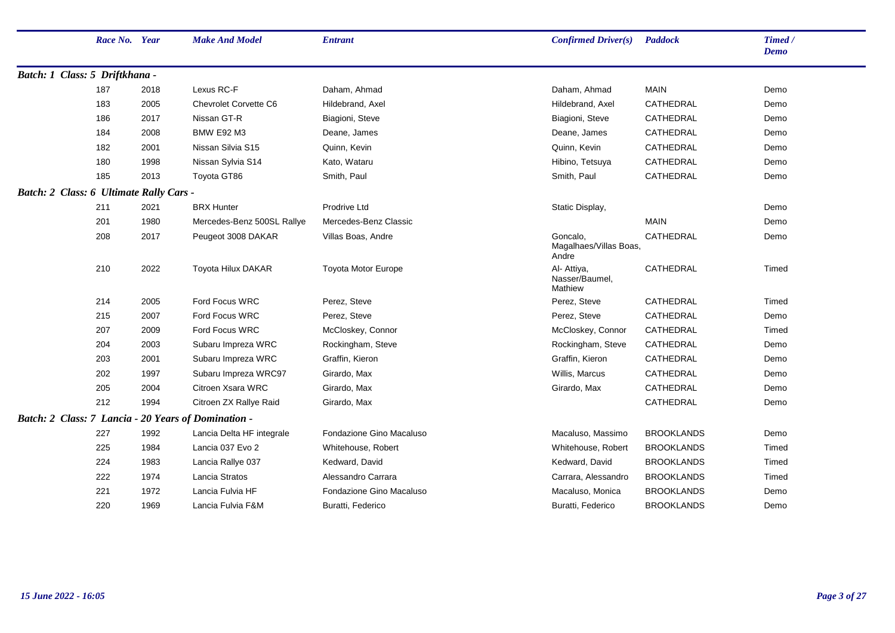| Race No. | Year | Make And Model | Entrant | Confirmed Driver(s) | Paddock | Timed / Demo |
|---|---|---|---|---|---|---|
| ***Batch: 1 Class: 5 Driftkhana -*** | | | | | | |
| 187 | 2018 | Lexus RC-F | Daham, Ahmad | Daham, Ahmad | MAIN | Demo |
| 183 | 2005 | Chevrolet Corvette C6 | Hildebrand, Axel | Hildebrand, Axel | CATHEDRAL | Demo |
| 186 | 2017 | Nissan GT-R | Biagioni, Steve | Biagioni, Steve | CATHEDRAL | Demo |
| 184 | 2008 | BMW E92 M3 | Deane, James | Deane, James | CATHEDRAL | Demo |
| 182 | 2001 | Nissan Silvia S15 | Quinn, Kevin | Quinn, Kevin | CATHEDRAL | Demo |
| 180 | 1998 | Nissan Sylvia S14 | Kato, Wataru | Hibino, Tetsuya | CATHEDRAL | Demo |
| 185 | 2013 | Toyota GT86 | Smith, Paul | Smith, Paul | CATHEDRAL | Demo |
| ***Batch: 2 Class: 6 Ultimate Rally Cars -*** | | | | | | |
| 211 | 2021 | BRX Hunter | Prodrive Ltd | Static Display, | | Demo |
| 201 | 1980 | Mercedes-Benz 500SL Rallye | Mercedes-Benz Classic | | MAIN | Demo |
| 208 | 2017 | Peugeot 3008 DAKAR | Villas Boas, Andre | Goncalo, Magalhaes/Villas Boas, Andre | CATHEDRAL | Demo |
| 210 | 2022 | Toyota Hilux DAKAR | Toyota Motor Europe | Al- Attiya, Nasser/Baumel, Mathiew | CATHEDRAL | Timed |
| 214 | 2005 | Ford Focus WRC | Perez, Steve | Perez, Steve | CATHEDRAL | Timed |
| 215 | 2007 | Ford Focus WRC | Perez, Steve | Perez, Steve | CATHEDRAL | Demo |
| 207 | 2009 | Ford Focus WRC | McCloskey, Connor | McCloskey, Connor | CATHEDRAL | Timed |
| 204 | 2003 | Subaru Impreza WRC | Rockingham, Steve | Rockingham, Steve | CATHEDRAL | Demo |
| 203 | 2001 | Subaru Impreza WRC | Graffin, Kieron | Graffin, Kieron | CATHEDRAL | Demo |
| 202 | 1997 | Subaru Impreza WRC97 | Girardo, Max | Willis, Marcus | CATHEDRAL | Demo |
| 205 | 2004 | Citroen Xsara WRC | Girardo, Max | Girardo, Max | CATHEDRAL | Demo |
| 212 | 1994 | Citroen ZX Rallye Raid | Girardo, Max | | CATHEDRAL | Demo |
| ***Batch: 2 Class: 7 Lancia - 20 Years of Domination -*** | | | | | | |
| 227 | 1992 | Lancia Delta HF integrale | Fondazione Gino Macaluso | Macaluso, Massimo | BROOKLANDS | Demo |
| 225 | 1984 | Lancia 037 Evo 2 | Whitehouse, Robert | Whitehouse, Robert | BROOKLANDS | Timed |
| 224 | 1983 | Lancia Rallye 037 | Kedward, David | Kedward, David | BROOKLANDS | Timed |
| 222 | 1974 | Lancia Stratos | Alessandro Carrara | Carrara, Alessandro | BROOKLANDS | Timed |
| 221 | 1972 | Lancia Fulvia HF | Fondazione Gino Macaluso | Macaluso, Monica | BROOKLANDS | Demo |
| 220 | 1969 | Lancia Fulvia F&M | Buratti, Federico | Buratti, Federico | BROOKLANDS | Demo |

*15 June 2022 - 16:05*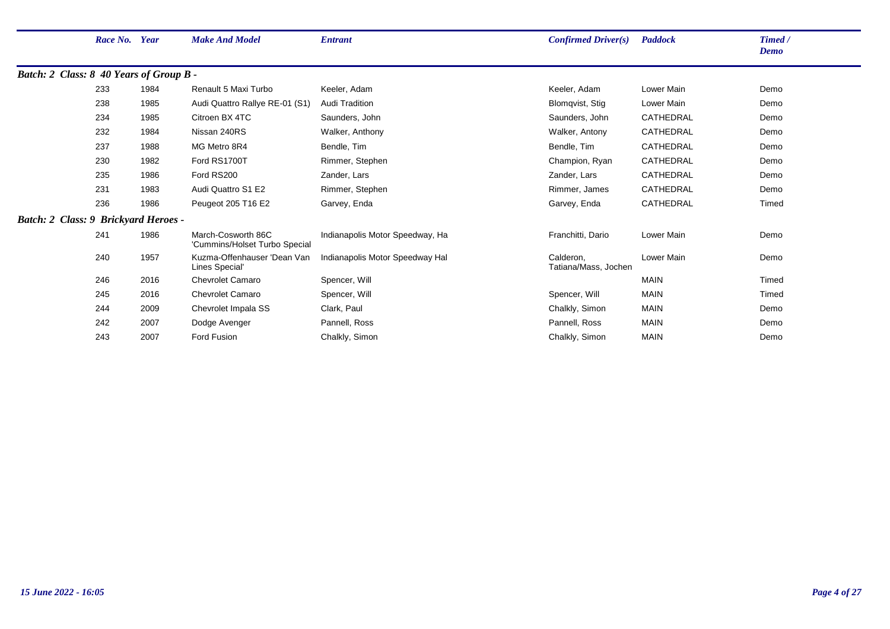| Race No. | Year | Make And Model | Entrant | Confirmed Driver(s) | Paddock | Timed / Demo |
|---|---|---|---|---|---|---|
| ***Batch: 2 Class: 8 40 Years of Group B -*** | | | | | | |
| 233 | 1984 | Renault 5 Maxi Turbo | Keeler, Adam | Keeler, Adam | Lower Main | Demo |
| 238 | 1985 | Audi Quattro Rallye RE-01 (S1) | Audi Tradition | Blomqvist, Stig | Lower Main | Demo |
| 234 | 1985 | Citroen BX 4TC | Saunders, John | Saunders, John | CATHEDRAL | Demo |
| 232 | 1984 | Nissan 240RS | Walker, Anthony | Walker, Antony | CATHEDRAL | Demo |
| 237 | 1988 | MG Metro 8R4 | Bendle, Tim | Bendle, Tim | CATHEDRAL | Demo |
| 230 | 1982 | Ford RS1700T | Rimmer, Stephen | Champion, Ryan | CATHEDRAL | Demo |
| 235 | 1986 | Ford RS200 | Zander, Lars | Zander, Lars | CATHEDRAL | Demo |
| 231 | 1983 | Audi Quattro S1 E2 | Rimmer, Stephen | Rimmer, James | CATHEDRAL | Demo |
| 236 | 1986 | Peugeot 205 T16 E2 | Garvey, Enda | Garvey, Enda | CATHEDRAL | Timed |
| ***Batch: 2 Class: 9 Brickyard Heroes -*** | | | | | | |
| 241 | 1986 | March-Cosworth 86C 'Cummins/Holset Turbo Special | Indianapolis Motor Speedway, Ha | Franchitti, Dario | Lower Main | Demo |
| 240 | 1957 | Kuzma-Offenhauser 'Dean Van Lines Special' | Indianapolis Motor Speedway Hal | Calderon, Tatiana/Mass, Jochen | Lower Main | Demo |
| 246 | 2016 | Chevrolet Camaro | Spencer, Will | | MAIN | Timed |
| 245 | 2016 | Chevrolet Camaro | Spencer, Will | Spencer, Will | MAIN | Timed |
| 244 | 2009 | Chevrolet Impala SS | Clark, Paul | Chalkly, Simon | MAIN | Demo |
| 242 | 2007 | Dodge Avenger | Pannell, Ross | Pannell, Ross | MAIN | Demo |
| 243 | 2007 | Ford Fusion | Chalkly, Simon | Chalkly, Simon | MAIN | Demo |

*15 June 2022 - 16:05*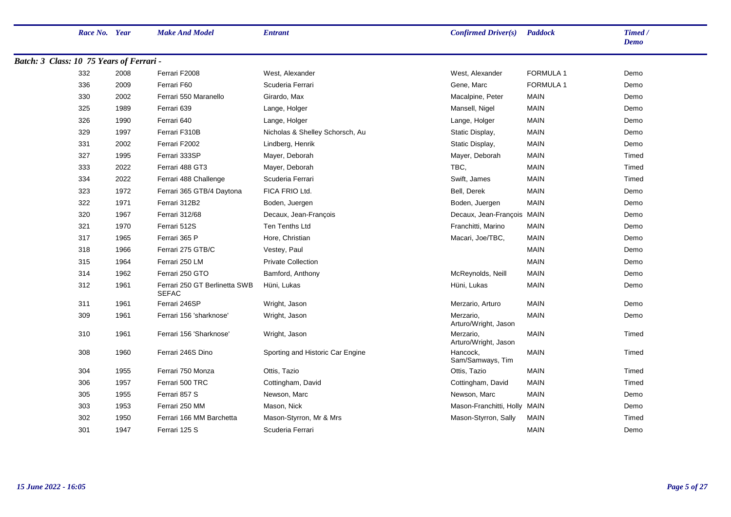| Race No. | Year | Make And Model | Entrant | Confirmed Driver(s) | Paddock | Timed / Demo |
|---|---|---|---|---|---|---|
| ***Batch: 3 Class: 10 75 Years of Ferrari -*** | | | | | | |
| 332 | 2008 | Ferrari F2008 | West, Alexander | West, Alexander | FORMULA 1 | Demo |
| 336 | 2009 | Ferrari F60 | Scuderia Ferrari | Gene, Marc | FORMULA 1 | Demo |
| 330 | 2002 | Ferrari 550 Maranello | Girardo, Max | Macalpine, Peter | MAIN | Demo |
| 325 | 1989 | Ferrari 639 | Lange, Holger | Mansell, Nigel | MAIN | Demo |
| 326 | 1990 | Ferrari 640 | Lange, Holger | Lange, Holger | MAIN | Demo |
| 329 | 1997 | Ferrari F310B | Nicholas & Shelley Schorsch, Au | Static Display, | MAIN | Demo |
| 331 | 2002 | Ferrari F2002 | Lindberg, Henrik | Static Display, | MAIN | Demo |
| 327 | 1995 | Ferrari 333SP | Mayer, Deborah | Mayer, Deborah | MAIN | Timed |
| 333 | 2022 | Ferrari 488 GT3 | Mayer, Deborah | TBC, | MAIN | Timed |
| 334 | 2022 | Ferrari 488 Challenge | Scuderia Ferrari | Swift, James | MAIN | Timed |
| 323 | 1972 | Ferrari 365 GTB/4 Daytona | FICA FRIO Ltd. | Bell, Derek | MAIN | Demo |
| 322 | 1971 | Ferrari 312B2 | Boden, Juergen | Boden, Juergen | MAIN | Demo |
| 320 | 1967 | Ferrari 312/68 | Decaux, Jean-François | Decaux, Jean-François | MAIN | Demo |
| 321 | 1970 | Ferrari 512S | Ten Tenths Ltd | Franchitti, Marino | MAIN | Demo |
| 317 | 1965 | Ferrari 365 P | Hore, Christian | Macari, Joe/TBC, | MAIN | Demo |
| 318 | 1966 | Ferrari 275 GTB/C | Vestey, Paul | | MAIN | Demo |
| 315 | 1964 | Ferrari 250 LM | Private Collection | | MAIN | Demo |
| 314 | 1962 | Ferrari 250 GTO | Bamford, Anthony | McReynolds, Neill | MAIN | Demo |
| 312 | 1961 | Ferrari 250 GT Berlinetta SWB SEFAC | Hüni, Lukas | Hüni, Lukas | MAIN | Demo |
| 311 | 1961 | Ferrari 246SP | Wright, Jason | Merzario, Arturo | MAIN | Demo |
| 309 | 1961 | Ferrari 156 'sharknose' | Wright, Jason | Merzario, Arturo/Wright, Jason | MAIN | Demo |
| 310 | 1961 | Ferrari 156 'Sharknose' | Wright, Jason | Merzario, Arturo/Wright, Jason | MAIN | Timed |
| 308 | 1960 | Ferrari 246S Dino | Sporting and Historic Car Engine | Hancock, Sam/Samways, Tim | MAIN | Timed |
| 304 | 1955 | Ferrari 750 Monza | Ottis, Tazio | Ottis, Tazio | MAIN | Timed |
| 306 | 1957 | Ferrari 500 TRC | Cottingham, David | Cottingham, David | MAIN | Timed |
| 305 | 1955 | Ferrari 857 S | Newson, Marc | Newson, Marc | MAIN | Demo |
| 303 | 1953 | Ferrari 250 MM | Mason, Nick | Mason-Franchitti, Holly | MAIN | Demo |
| 302 | 1950 | Ferrari 166 MM Barchetta | Mason-Styrron, Mr & Mrs | Mason-Styrron, Sally | MAIN | Timed |
| 301 | 1947 | Ferrari 125 S | Scuderia Ferrari | | MAIN | Demo |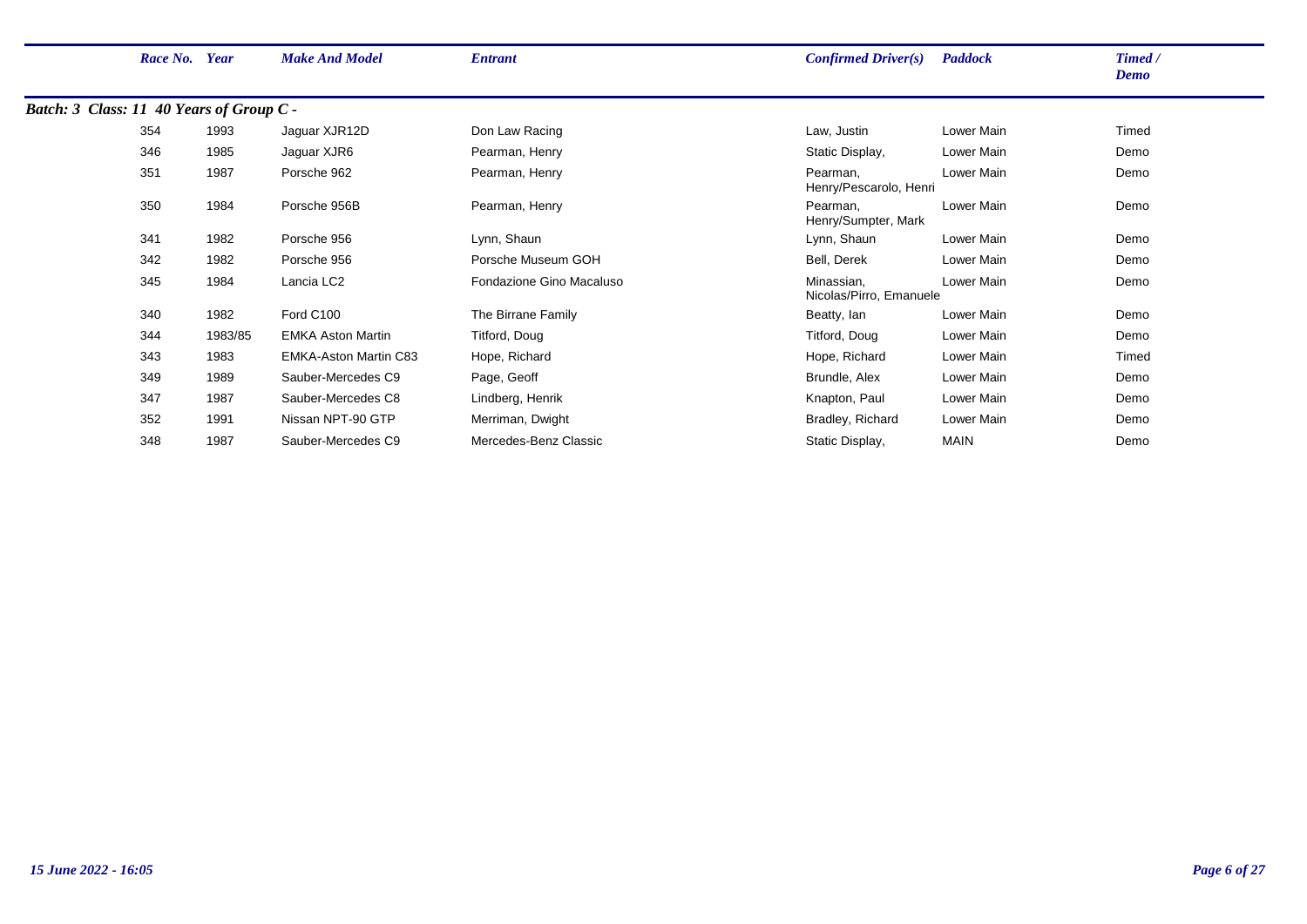| Race No. | Year | Make And Model | Entrant | Confirmed Driver(s) | Paddock | Timed / Demo |
|---|---|---|---|---|---|---|
| ***Batch: 3 Class: 11 40 Years of Group C -*** | | | | | | |
| 354 | 1993 | Jaguar XJR12D | Don Law Racing | Law, Justin | Lower Main | Timed |
| 346 | 1985 | Jaguar XJR6 | Pearman, Henry | Static Display, | Lower Main | Demo |
| 351 | 1987 | Porsche 962 | Pearman, Henry | Pearman, Henry/Pescarolo, Henri | Lower Main | Demo |
| 350 | 1984 | Porsche 956B | Pearman, Henry | Pearman, Henry/Sumpter, Mark | Lower Main | Demo |
| 341 | 1982 | Porsche 956 | Lynn, Shaun | Lynn, Shaun | Lower Main | Demo |
| 342 | 1982 | Porsche 956 | Porsche Museum GOH | Bell, Derek | Lower Main | Demo |
| 345 | 1984 | Lancia LC2 | Fondazione Gino Macaluso | Minassian, Nicolas/Pirro, Emanuele | Lower Main | Demo |
| 340 | 1982 | Ford C100 | The Birrane Family | Beatty, Ian | Lower Main | Demo |
| 344 | 1983/85 | EMKA Aston Martin | Titford, Doug | Titford, Doug | Lower Main | Demo |
| 343 | 1983 | EMKA-Aston Martin C83 | Hope, Richard | Hope, Richard | Lower Main | Timed |
| 349 | 1989 | Sauber-Mercedes C9 | Page, Geoff | Brundle, Alex | Lower Main | Demo |
| 347 | 1987 | Sauber-Mercedes C8 | Lindberg, Henrik | Knapton, Paul | Lower Main | Demo |
| 352 | 1991 | Nissan NPT-90 GTP | Merriman, Dwight | Bradley, Richard | Lower Main | Demo |
| 348 | 1987 | Sauber-Mercedes C9 | Mercedes-Benz Classic | Static Display, | MAIN | Demo |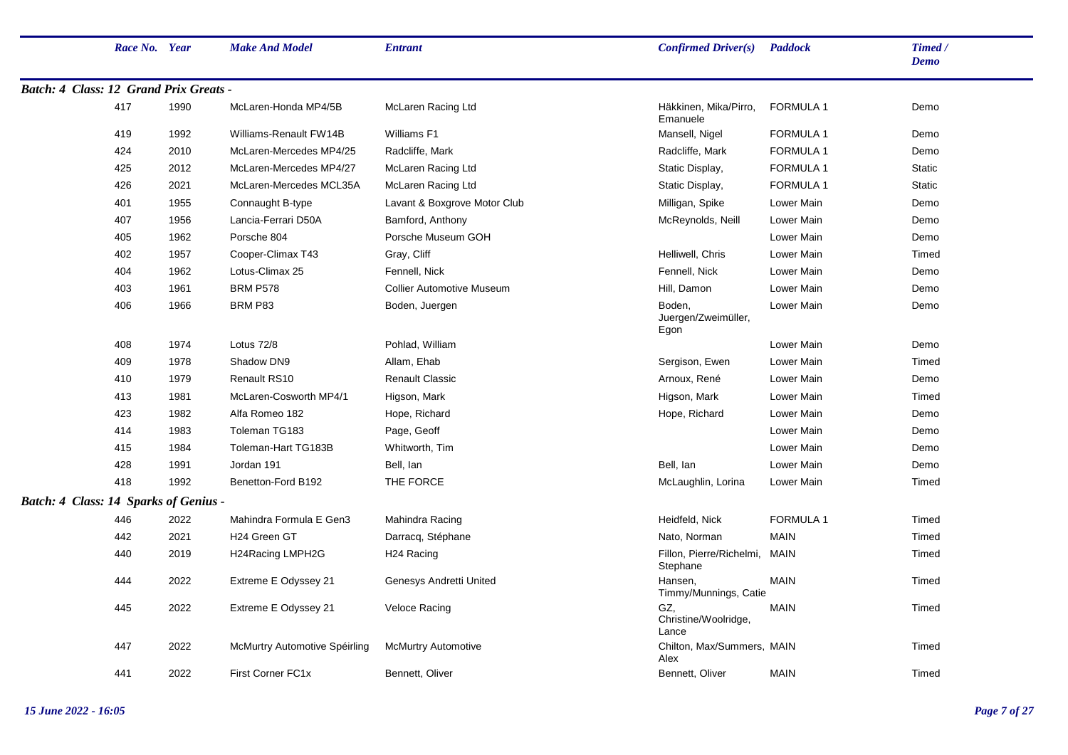| Race No. | Year | Make And Model | Entrant | Confirmed Driver(s) | Paddock | Timed / Demo |
|---|---|---|---|---|---|---|
| ***Batch: 4 Class: 12 Grand Prix Greats -*** | | | | | | |
| 417 | 1990 | McLaren-Honda MP4/5B | McLaren Racing Ltd | Häkkinen, Mika/Pirro, Emanuele | FORMULA 1 | Demo |
| 419 | 1992 | Williams-Renault FW14B | Williams F1 | Mansell, Nigel | FORMULA 1 | Demo |
| 424 | 2010 | McLaren-Mercedes MP4/25 | Radcliffe, Mark | Radcliffe, Mark | FORMULA 1 | Demo |
| 425 | 2012 | McLaren-Mercedes MP4/27 | McLaren Racing Ltd | Static Display, | FORMULA 1 | Static |
| 426 | 2021 | McLaren-Mercedes MCL35A | McLaren Racing Ltd | Static Display, | FORMULA 1 | Static |
| 401 | 1955 | Connaught B-type | Lavant & Boxgrove Motor Club | Milligan, Spike | Lower Main | Demo |
| 407 | 1956 | Lancia-Ferrari D50A | Bamford, Anthony | McReynolds, Neill | Lower Main | Demo |
| 405 | 1962 | Porsche 804 | Porsche Museum GOH | | Lower Main | Demo |
| 402 | 1957 | Cooper-Climax T43 | Gray, Cliff | Helliwell, Chris | Lower Main | Timed |
| 404 | 1962 | Lotus-Climax 25 | Fennell, Nick | Fennell, Nick | Lower Main | Demo |
| 403 | 1961 | BRM P578 | Collier Automotive Museum | Hill, Damon | Lower Main | Demo |
| 406 | 1966 | BRM P83 | Boden, Juergen | Boden, Juergen/Zweimüller, Egon | Lower Main | Demo |
| 408 | 1974 | Lotus 72/8 | Pohlad, William | | Lower Main | Demo |
| 409 | 1978 | Shadow DN9 | Allam, Ehab | Sergison, Ewen | Lower Main | Timed |
| 410 | 1979 | Renault RS10 | Renault Classic | Arnoux, René | Lower Main | Demo |
| 413 | 1981 | McLaren-Cosworth MP4/1 | Higson, Mark | Higson, Mark | Lower Main | Timed |
| 423 | 1982 | Alfa Romeo 182 | Hope, Richard | Hope, Richard | Lower Main | Demo |
| 414 | 1983 | Toleman TG183 | Page, Geoff | | Lower Main | Demo |
| 415 | 1984 | Toleman-Hart TG183B | Whitworth, Tim | | Lower Main | Demo |
| 428 | 1991 | Jordan 191 | Bell, Ian | Bell, Ian | Lower Main | Demo |
| 418 | 1992 | Benetton-Ford B192 | THE FORCE | McLaughlin, Lorina | Lower Main | Timed |
| ***Batch: 4 Class: 14 Sparks of Genius -*** | | | | | | |
| 446 | 2022 | Mahindra Formula E Gen3 | Mahindra Racing | Heidfeld, Nick | FORMULA 1 | Timed |
| 442 | 2021 | H24 Green GT | Darracq, Stéphane | Nato, Norman | MAIN | Timed |
| 440 | 2019 | H24Racing LMPH2G | H24 Racing | Fillon, Pierre/Richelmi, Stephane | MAIN | Timed |
| 444 | 2022 | Extreme E Odyssey 21 | Genesys Andretti United | Hansen, Timmy/Munnings, Catie | MAIN | Timed |
| 445 | 2022 | Extreme E Odyssey 21 | Veloce Racing | GZ, Christine/Woolridge, Lance | MAIN | Timed |
| 447 | 2022 | McMurtry Automotive Spéirling | McMurtry Automotive | Chilton, Max/Summers, Alex | MAIN | Timed |
| 441 | 2022 | First Corner FC1x | Bennett, Oliver | Bennett, Oliver | MAIN | Timed |

*15 June 2022 - 16:05*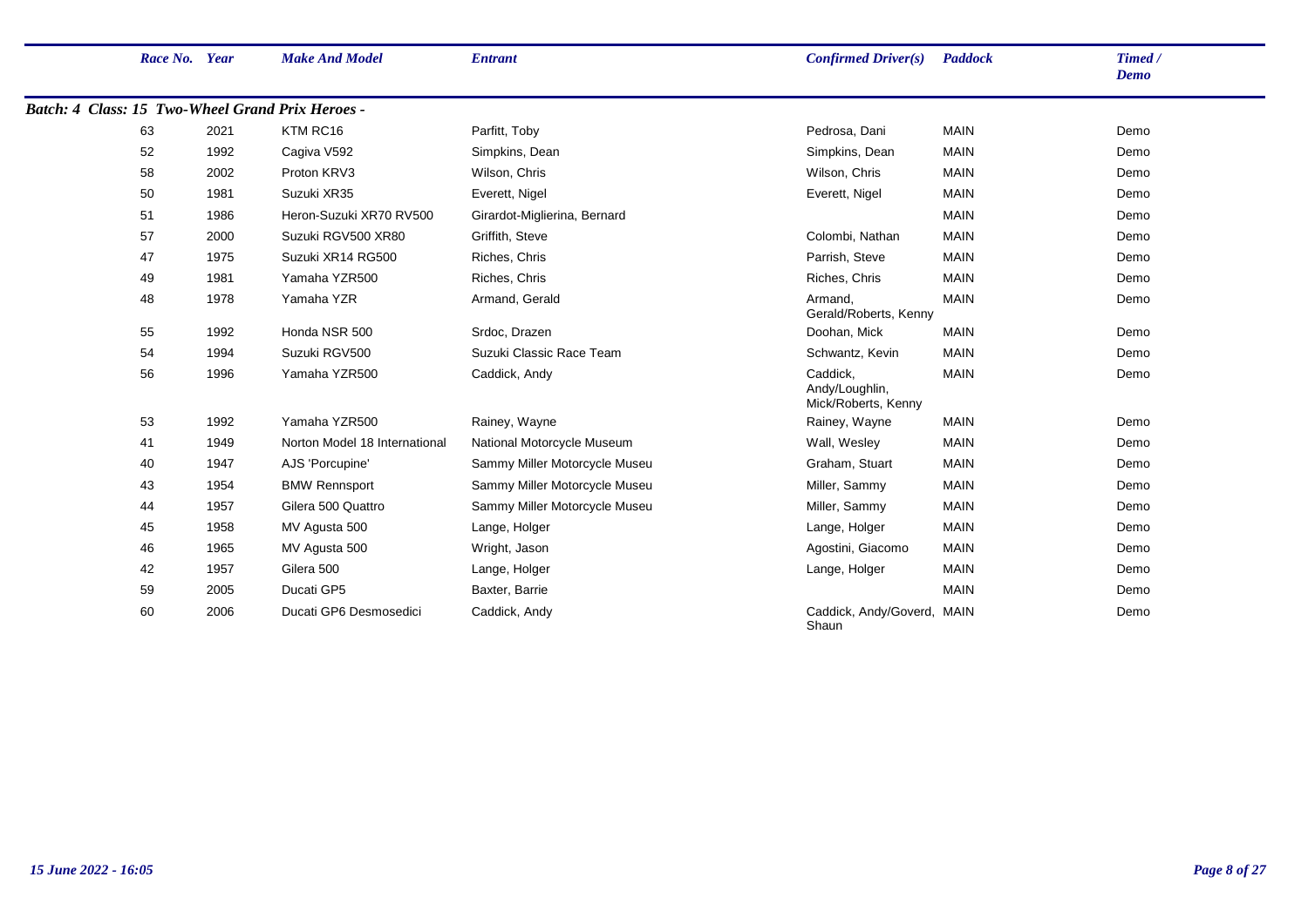| Race No. | Year | Make And Model | Entrant | Confirmed Driver(s) | Paddock | Timed / Demo |
|---|---|---|---|---|---|---|
| ***Batch: 4 Class: 15 Two-Wheel Grand Prix Heroes -*** | | | | | | |
| 63 | 2021 | KTM RC16 | Parfitt, Toby | Pedrosa, Dani | MAIN | Demo |
| 52 | 1992 | Cagiva V592 | Simpkins, Dean | Simpkins, Dean | MAIN | Demo |
| 58 | 2002 | Proton KRV3 | Wilson, Chris | Wilson, Chris | MAIN | Demo |
| 50 | 1981 | Suzuki XR35 | Everett, Nigel | Everett, Nigel | MAIN | Demo |
| 51 | 1986 | Heron-Suzuki XR70 RV500 | Girardot-Miglierina, Bernard | | MAIN | Demo |
| 57 | 2000 | Suzuki RGV500 XR80 | Griffith, Steve | Colombi, Nathan | MAIN | Demo |
| 47 | 1975 | Suzuki XR14 RG500 | Riches, Chris | Parrish, Steve | MAIN | Demo |
| 49 | 1981 | Yamaha YZR500 | Riches, Chris | Riches, Chris | MAIN | Demo |
| 48 | 1978 | Yamaha YZR | Armand, Gerald | Armand, Gerald/Roberts, Kenny | MAIN | Demo |
| 55 | 1992 | Honda NSR 500 | Srdoc, Drazen | Doohan, Mick | MAIN | Demo |
| 54 | 1994 | Suzuki RGV500 | Suzuki Classic Race Team | Schwantz, Kevin | MAIN | Demo |
| 56 | 1996 | Yamaha YZR500 | Caddick, Andy | Caddick, Andy/Loughlin, Mick/Roberts, Kenny | MAIN | Demo |
| 53 | 1992 | Yamaha YZR500 | Rainey, Wayne | Rainey, Wayne | MAIN | Demo |
| 41 | 1949 | Norton Model 18 International | National Motorcycle Museum | Wall, Wesley | MAIN | Demo |
| 40 | 1947 | AJS 'Porcupine' | Sammy Miller Motorcycle Museu | Graham, Stuart | MAIN | Demo |
| 43 | 1954 | BMW Rennsport | Sammy Miller Motorcycle Museu | Miller, Sammy | MAIN | Demo |
| 44 | 1957 | Gilera 500 Quattro | Sammy Miller Motorcycle Museu | Miller, Sammy | MAIN | Demo |
| 45 | 1958 | MV Agusta 500 | Lange, Holger | Lange, Holger | MAIN | Demo |
| 46 | 1965 | MV Agusta 500 | Wright, Jason | Agostini, Giacomo | MAIN | Demo |
| 42 | 1957 | Gilera 500 | Lange, Holger | Lange, Holger | MAIN | Demo |
| 59 | 2005 | Ducati GP5 | Baxter, Barrie | | MAIN | Demo |
| 60 | 2006 | Ducati GP6 Desmosedici | Caddick, Andy | Caddick, Andy/Goverd, Shaun | MAIN | Demo |

*15 June 2022 - 16:05*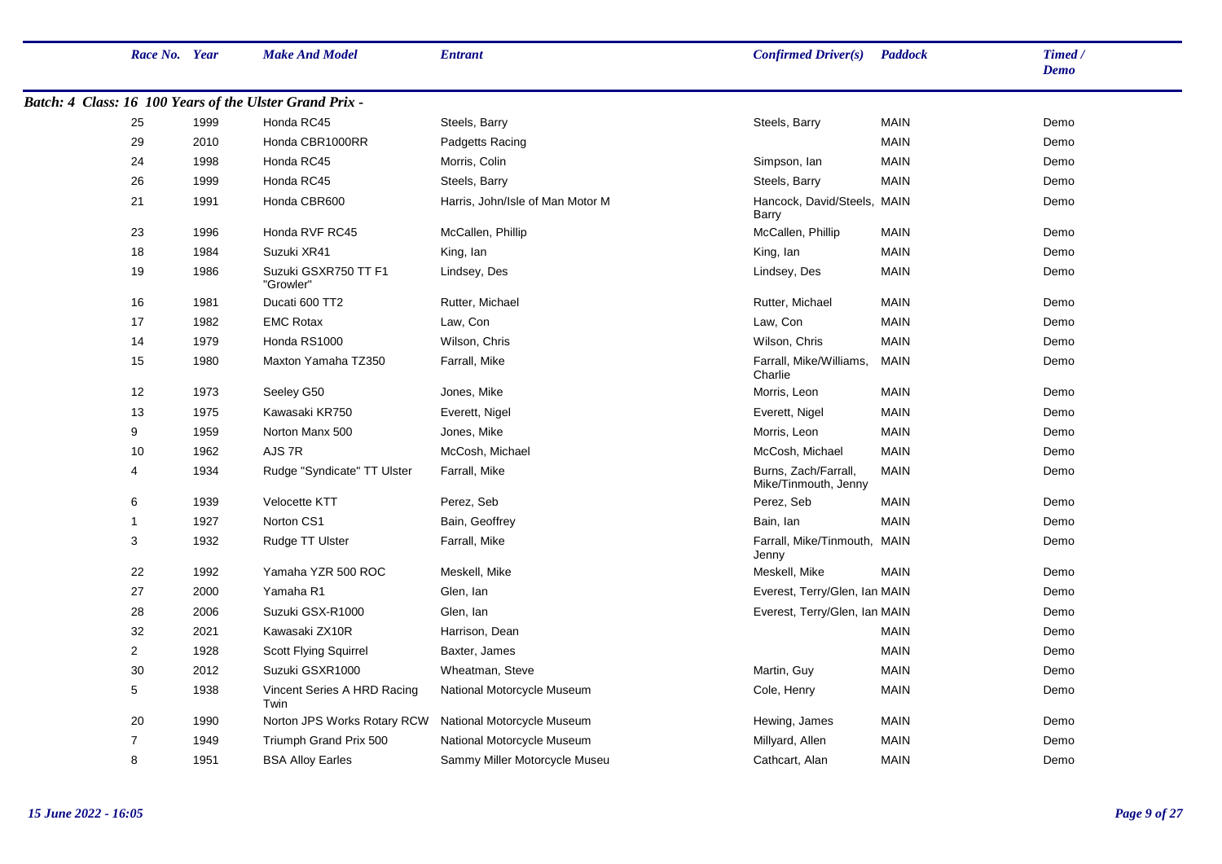| Race No. | Year | Make And Model | Entrant | Confirmed Driver(s) | Paddock | Timed / Demo |
|---|---|---|---|---|---|---|
| **Batch: 4 Class: 16 100 Years of the Ulster Grand Prix -** | | | | | | |
| 25 | 1999 | Honda RC45 | Steels, Barry | Steels, Barry | MAIN | Demo |
| 29 | 2010 | Honda CBR1000RR | Padgetts Racing | | MAIN | Demo |
| 24 | 1998 | Honda RC45 | Morris, Colin | Simpson, Ian | MAIN | Demo |
| 26 | 1999 | Honda RC45 | Steels, Barry | Steels, Barry | MAIN | Demo |
| 21 | 1991 | Honda CBR600 | Harris, John/Isle of Man Motor M | Hancock, David/Steels, Barry | MAIN | Demo |
| 23 | 1996 | Honda RVF RC45 | McCallen, Phillip | McCallen, Phillip | MAIN | Demo |
| 18 | 1984 | Suzuki XR41 | King, Ian | King, Ian | MAIN | Demo |
| 19 | 1986 | Suzuki GSXR750 TT F1 "Growler" | Lindsey, Des | Lindsey, Des | MAIN | Demo |
| 16 | 1981 | Ducati 600 TT2 | Rutter, Michael | Rutter, Michael | MAIN | Demo |
| 17 | 1982 | EMC Rotax | Law, Con | Law, Con | MAIN | Demo |
| 14 | 1979 | Honda RS1000 | Wilson, Chris | Wilson, Chris | MAIN | Demo |
| 15 | 1980 | Maxton Yamaha TZ350 | Farrall, Mike | Farrall, Mike/Williams, Charlie | MAIN | Demo |
| 12 | 1973 | Seeley G50 | Jones, Mike | Morris, Leon | MAIN | Demo |
| 13 | 1975 | Kawasaki KR750 | Everett, Nigel | Everett, Nigel | MAIN | Demo |
| 9 | 1959 | Norton Manx 500 | Jones, Mike | Morris, Leon | MAIN | Demo |
| 10 | 1962 | AJS 7R | McCosh, Michael | McCosh, Michael | MAIN | Demo |
| 4 | 1934 | Rudge "Syndicate" TT Ulster | Farrall, Mike | Burns, Zach/Farrall, Mike/Tinmouth, Jenny | MAIN | Demo |
| 6 | 1939 | Velocette KTT | Perez, Seb | Perez, Seb | MAIN | Demo |
| 1 | 1927 | Norton CS1 | Bain, Geoffrey | Bain, Ian | MAIN | Demo |
| 3 | 1932 | Rudge TT Ulster | Farrall, Mike | Farrall, Mike/Tinmouth, Jenny | MAIN | Demo |
| 22 | 1992 | Yamaha YZR 500 ROC | Meskell, Mike | Meskell, Mike | MAIN | Demo |
| 27 | 2000 | Yamaha R1 | Glen, Ian | Everest, Terry/Glen, Ian | MAIN | Demo |
| 28 | 2006 | Suzuki GSX-R1000 | Glen, Ian | Everest, Terry/Glen, Ian | MAIN | Demo |
| 32 | 2021 | Kawasaki ZX10R | Harrison, Dean | | MAIN | Demo |
| 2 | 1928 | Scott Flying Squirrel | Baxter, James | | MAIN | Demo |
| 30 | 2012 | Suzuki GSXR1000 | Wheatman, Steve | Martin, Guy | MAIN | Demo |
| 5 | 1938 | Vincent Series A HRD Racing Twin | National Motorcycle Museum | Cole, Henry | MAIN | Demo |
| 20 | 1990 | Norton JPS Works Rotary RCW | National Motorcycle Museum | Hewing, James | MAIN | Demo |
| 7 | 1949 | Triumph Grand Prix 500 | National Motorcycle Museum | Millyard, Allen | MAIN | Demo |
| 8 | 1951 | BSA Alloy Earles | Sammy Miller Motorcycle Museu | Cathcart, Alan | MAIN | Demo |

*15 June 2022 - 16:05*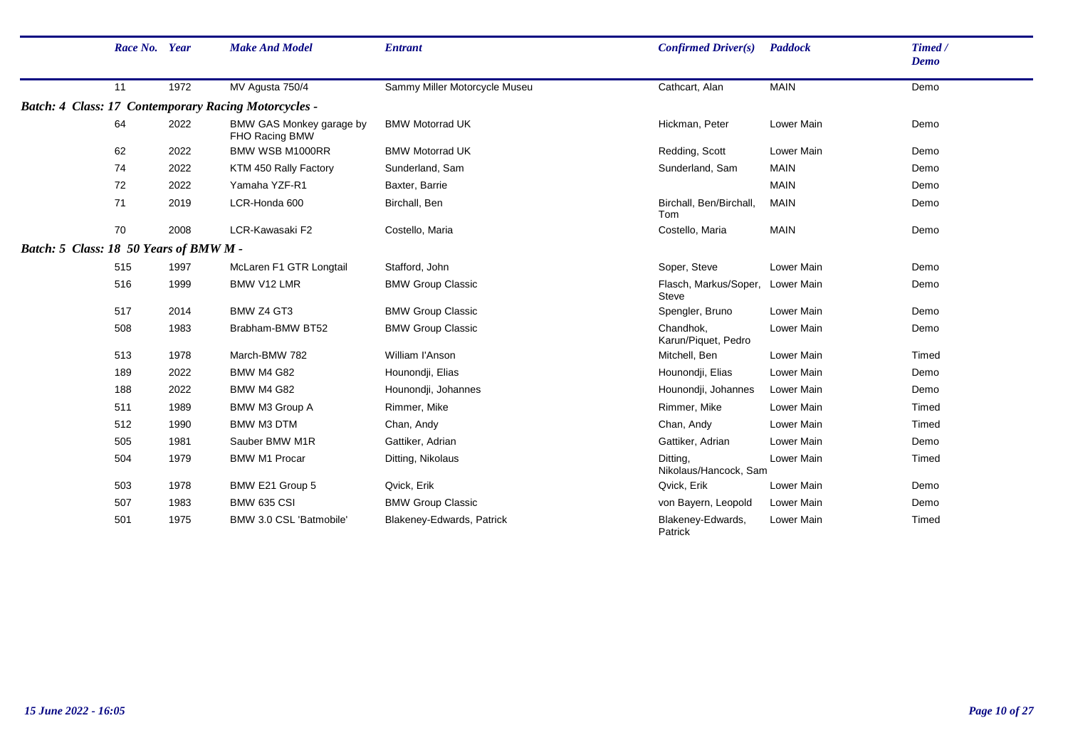| Race No. | Year | Make And Model | Entrant | Confirmed Driver(s) | Paddock | Timed / Demo |
|---|---|---|---|---|---|---|
| 11 | 1972 | MV Agusta 750/4 | Sammy Miller Motorcycle Museu | Cathcart, Alan | MAIN | Demo |
| ***Batch: 4 Class: 17 Contemporary Racing Motorcycles -*** | | | | | | |
| 64 | 2022 | BMW GAS Monkey garage by FHO Racing BMW | BMW Motorrad UK | Hickman, Peter | Lower Main | Demo |
| 62 | 2022 | BMW WSB M1000RR | BMW Motorrad UK | Redding, Scott | Lower Main | Demo |
| 74 | 2022 | KTM 450 Rally Factory | Sunderland, Sam | Sunderland, Sam | MAIN | Demo |
| 72 | 2022 | Yamaha YZF-R1 | Baxter, Barrie | | MAIN | Demo |
| 71 | 2019 | LCR-Honda 600 | Birchall, Ben | Birchall, Ben/Birchall, Tom | MAIN | Demo |
| 70 | 2008 | LCR-Kawasaki F2 | Costello, Maria | Costello, Maria | MAIN | Demo |
| ***Batch: 5 Class: 18 50 Years of BMW M -*** | | | | | | |
| 515 | 1997 | McLaren F1 GTR Longtail | Stafford, John | Soper, Steve | Lower Main | Demo |
| 516 | 1999 | BMW V12 LMR | BMW Group Classic | Flasch, Markus/Soper, Steve | Lower Main | Demo |
| 517 | 2014 | BMW Z4 GT3 | BMW Group Classic | Spengler, Bruno | Lower Main | Demo |
| 508 | 1983 | Brabham-BMW BT52 | BMW Group Classic | Chandhok, Karun/Piquet, Pedro | Lower Main | Demo |
| 513 | 1978 | March-BMW 782 | William I'Anson | Mitchell, Ben | Lower Main | Timed |
| 189 | 2022 | BMW M4 G82 | Hounondji, Elias | Hounondji, Elias | Lower Main | Demo |
| 188 | 2022 | BMW M4 G82 | Hounondji, Johannes | Hounondji, Johannes | Lower Main | Demo |
| 511 | 1989 | BMW M3 Group A | Rimmer, Mike | Rimmer, Mike | Lower Main | Timed |
| 512 | 1990 | BMW M3 DTM | Chan, Andy | Chan, Andy | Lower Main | Timed |
| 505 | 1981 | Sauber BMW M1R | Gattiker, Adrian | Gattiker, Adrian | Lower Main | Demo |
| 504 | 1979 | BMW M1 Procar | Ditting, Nikolaus | Ditting, Nikolaus/Hancock, Sam | Lower Main | Timed |
| 503 | 1978 | BMW E21 Group 5 | Qvick, Erik | Qvick, Erik | Lower Main | Demo |
| 507 | 1983 | BMW 635 CSI | BMW Group Classic | von Bayern, Leopold | Lower Main | Demo |
| 501 | 1975 | BMW 3.0 CSL 'Batmobile' | Blakeney-Edwards, Patrick | Blakeney-Edwards, Patrick | Lower Main | Timed |

*15 June 2022 - 16:05*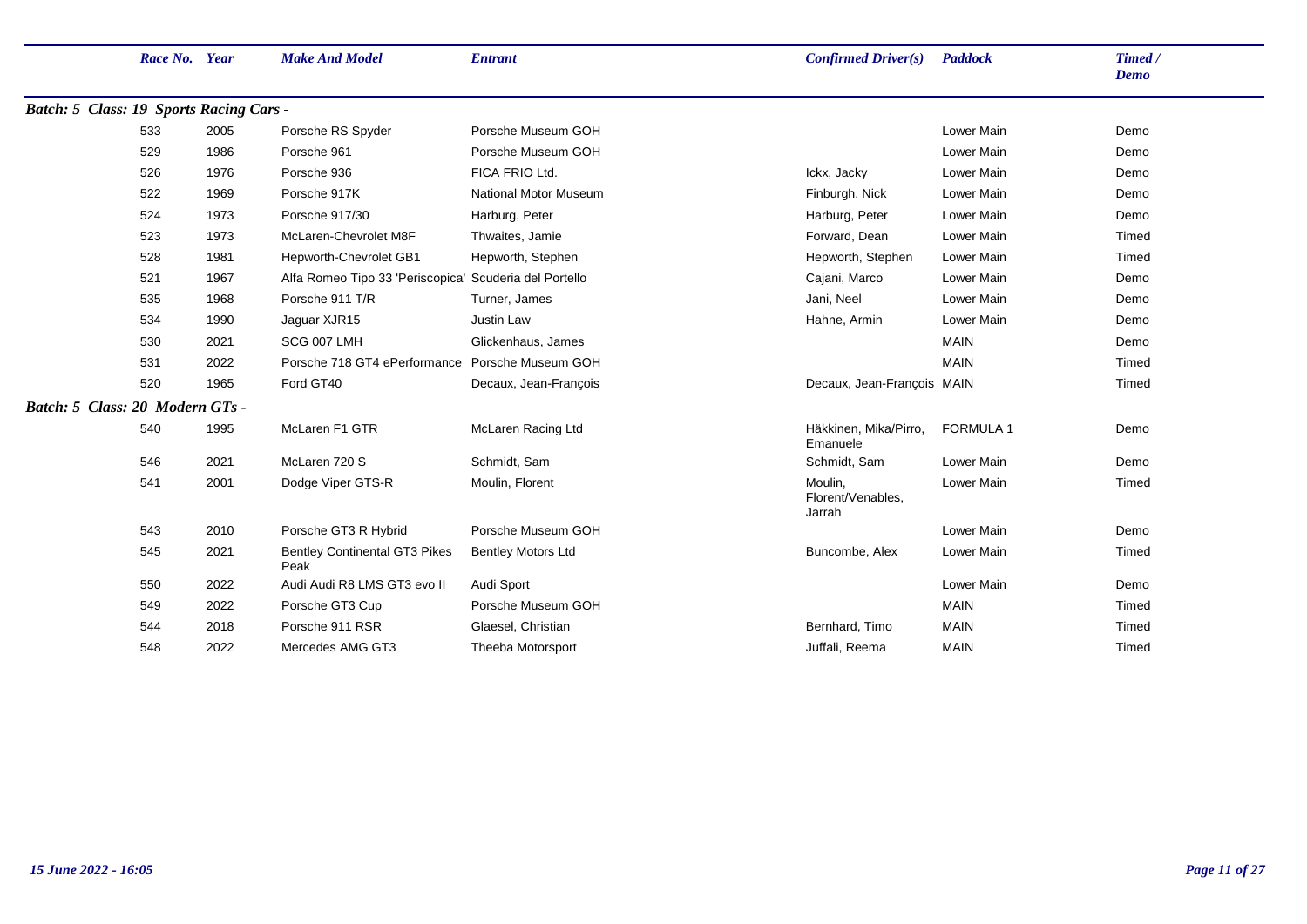| Race No. | Year | Make And Model | Entrant | Confirmed Driver(s) | Paddock | Timed / Demo |
|---|---|---|---|---|---|---|
| **Batch: 5 Class: 19 Sports Racing Cars -** | | | | | | |
| 533 | 2005 | Porsche RS Spyder | Porsche Museum GOH | | Lower Main | Demo |
| 529 | 1986 | Porsche 961 | Porsche Museum GOH | | Lower Main | Demo |
| 526 | 1976 | Porsche 936 | FICA FRIO Ltd. | Ickx, Jacky | Lower Main | Demo |
| 522 | 1969 | Porsche 917K | National Motor Museum | Finburgh, Nick | Lower Main | Demo |
| 524 | 1973 | Porsche 917/30 | Harburg, Peter | Harburg, Peter | Lower Main | Demo |
| 523 | 1973 | McLaren-Chevrolet M8F | Thwaites, Jamie | Forward, Dean | Lower Main | Timed |
| 528 | 1981 | Hepworth-Chevrolet GB1 | Hepworth, Stephen | Hepworth, Stephen | Lower Main | Timed |
| 521 | 1967 | Alfa Romeo Tipo 33 'Periscopica' | Scuderia del Portello | Cajani, Marco | Lower Main | Demo |
| 535 | 1968 | Porsche 911 T/R | Turner, James | Jani, Neel | Lower Main | Demo |
| 534 | 1990 | Jaguar XJR15 | Justin Law | Hahne, Armin | Lower Main | Demo |
| 530 | 2021 | SCG 007 LMH | Glickenhaus, James | | MAIN | Demo |
| 531 | 2022 | Porsche 718 GT4 ePerformance | Porsche Museum GOH | | MAIN | Timed |
| 520 | 1965 | Ford GT40 | Decaux, Jean-François | Decaux, Jean-François | MAIN | Timed |
| **Batch: 5 Class: 20 Modern GTs -** | | | | | | |
| 540 | 1995 | McLaren F1 GTR | McLaren Racing Ltd | Häkkinen, Mika/Pirro, Emanuele | FORMULA 1 | Demo |
| 546 | 2021 | McLaren 720 S | Schmidt, Sam | Schmidt, Sam | Lower Main | Demo |
| 541 | 2001 | Dodge Viper GTS-R | Moulin, Florent | Moulin, Florent/Venables, Jarrah | Lower Main | Timed |
| 543 | 2010 | Porsche GT3 R Hybrid | Porsche Museum GOH | | Lower Main | Demo |
| 545 | 2021 | Bentley Continental GT3 Pikes Peak | Bentley Motors Ltd | Buncombe, Alex | Lower Main | Timed |
| 550 | 2022 | Audi Audi R8 LMS GT3 evo II | Audi Sport | | Lower Main | Demo |
| 549 | 2022 | Porsche GT3 Cup | Porsche Museum GOH | | MAIN | Timed |
| 544 | 2018 | Porsche 911 RSR | Glaesel, Christian | Bernhard, Timo | MAIN | Timed |
| 548 | 2022 | Mercedes AMG GT3 | Theeba Motorsport | Juffali, Reema | MAIN | Timed |

*15 June 2022 - 16:05*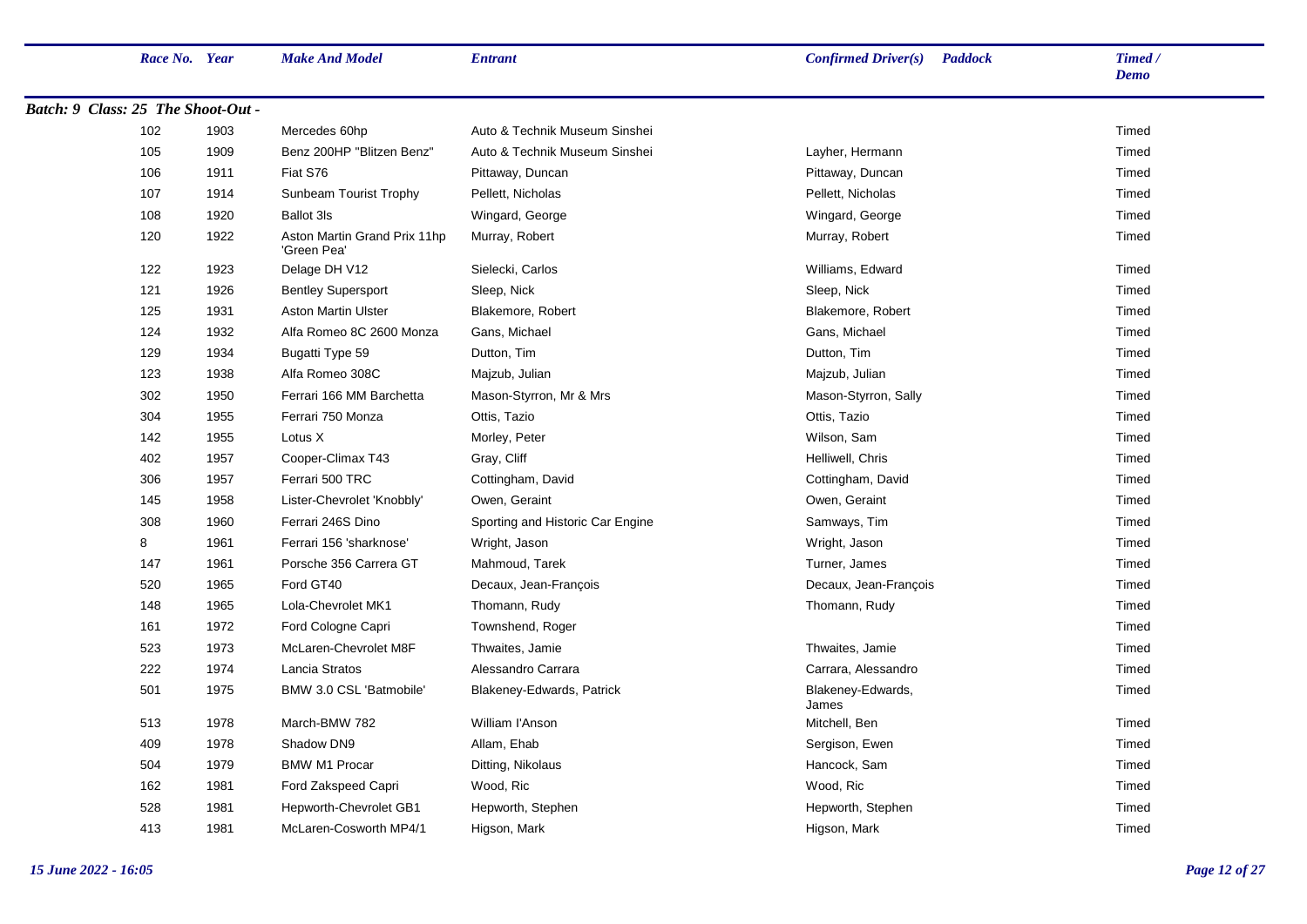| Race No. | Year | Make And Model | Entrant | Confirmed Driver(s) | Paddock | Timed / Demo |
|---|---|---|---|---|---|---|

**Batch: 9 Class: 25 The Shoot-Out -**

| Race No. | Year | Make And Model | Entrant | Confirmed Driver(s) | Paddock | Timed / Demo |
|---|---|---|---|---|---|---|
| 102 | 1903 | Mercedes 60hp | Auto & Technik Museum Sinshei | | | Timed |
| 105 | 1909 | Benz 200HP "Blitzen Benz" | Auto & Technik Museum Sinshei | Layher, Hermann | | Timed |
| 106 | 1911 | Fiat S76 | Pittaway, Duncan | Pittaway, Duncan | | Timed |
| 107 | 1914 | Sunbeam Tourist Trophy | Pellett, Nicholas | Pellett, Nicholas | | Timed |
| 108 | 1920 | Ballot 3ls | Wingard, George | Wingard, George | | Timed |
| 120 | 1922 | Aston Martin Grand Prix 11hp 'Green Pea' | Murray, Robert | Murray, Robert | | Timed |
| 122 | 1923 | Delage DH V12 | Sielecki, Carlos | Williams, Edward | | Timed |
| 121 | 1926 | Bentley Supersport | Sleep, Nick | Sleep, Nick | | Timed |
| 125 | 1931 | Aston Martin Ulster | Blakemore, Robert | Blakemore, Robert | | Timed |
| 124 | 1932 | Alfa Romeo 8C 2600 Monza | Gans, Michael | Gans, Michael | | Timed |
| 129 | 1934 | Bugatti Type 59 | Dutton, Tim | Dutton, Tim | | Timed |
| 123 | 1938 | Alfa Romeo 308C | Majzub, Julian | Majzub, Julian | | Timed |
| 302 | 1950 | Ferrari 166 MM Barchetta | Mason-Styrron, Mr & Mrs | Mason-Styrron, Sally | | Timed |
| 304 | 1955 | Ferrari 750 Monza | Ottis, Tazio | Ottis, Tazio | | Timed |
| 142 | 1955 | Lotus X | Morley, Peter | Wilson, Sam | | Timed |
| 402 | 1957 | Cooper-Climax T43 | Gray, Cliff | Helliwell, Chris | | Timed |
| 306 | 1957 | Ferrari 500 TRC | Cottingham, David | Cottingham, David | | Timed |
| 145 | 1958 | Lister-Chevrolet 'Knobbly' | Owen, Geraint | Owen, Geraint | | Timed |
| 308 | 1960 | Ferrari 246S Dino | Sporting and Historic Car Engine | Samways, Tim | | Timed |
| 8 | 1961 | Ferrari 156 'sharknose' | Wright, Jason | Wright, Jason | | Timed |
| 147 | 1961 | Porsche 356 Carrera GT | Mahmoud, Tarek | Turner, James | | Timed |
| 520 | 1965 | Ford GT40 | Decaux, Jean-François | Decaux, Jean-François | | Timed |
| 148 | 1965 | Lola-Chevrolet MK1 | Thomann, Rudy | Thomann, Rudy | | Timed |
| 161 | 1972 | Ford Cologne Capri | Townshend, Roger | | | Timed |
| 523 | 1973 | McLaren-Chevrolet M8F | Thwaites, Jamie | Thwaites, Jamie | | Timed |
| 222 | 1974 | Lancia Stratos | Alessandro Carrara | Carrara, Alessandro | | Timed |
| 501 | 1975 | BMW 3.0 CSL 'Batmobile' | Blakeney-Edwards, Patrick | Blakeney-Edwards, James | | Timed |
| 513 | 1978 | March-BMW 782 | William I'Anson | Mitchell, Ben | | Timed |
| 409 | 1978 | Shadow DN9 | Allam, Ehab | Sergison, Ewen | | Timed |
| 504 | 1979 | BMW M1 Procar | Ditting, Nikolaus | Hancock, Sam | | Timed |
| 162 | 1981 | Ford Zakspeed Capri | Wood, Ric | Wood, Ric | | Timed |
| 528 | 1981 | Hepworth-Chevrolet GB1 | Hepworth, Stephen | Hepworth, Stephen | | Timed |
| 413 | 1981 | McLaren-Cosworth MP4/1 | Higson, Mark | Higson, Mark | | Timed |

*15 June 2022 - 16:05*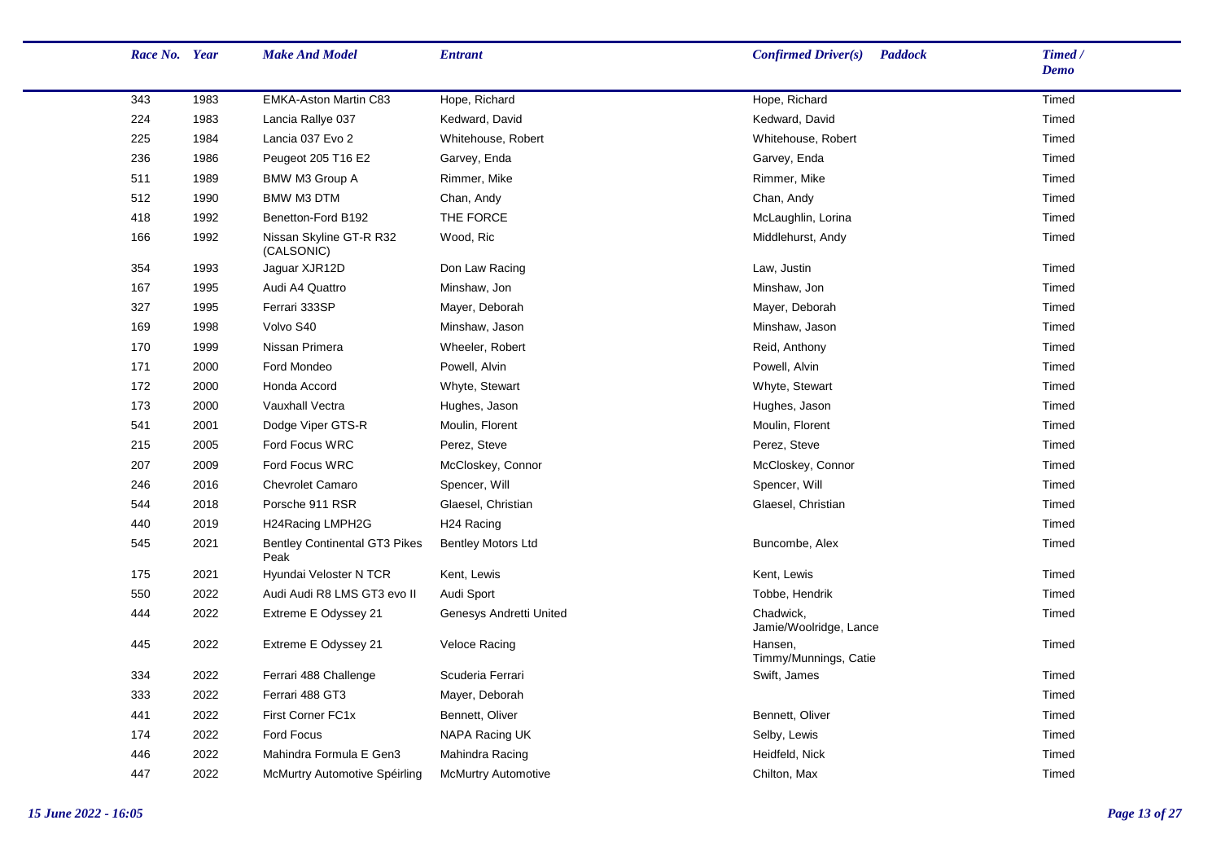| Race No. | Year | Make And Model | Entrant | Confirmed Driver(s) | Paddock | Timed / Demo |
|---|---|---|---|---|---|---|
| 343 | 1983 | EMKA-Aston Martin C83 | Hope, Richard | Hope, Richard | | Timed |
| 224 | 1983 | Lancia Rallye 037 | Kedward, David | Kedward, David | | Timed |
| 225 | 1984 | Lancia 037 Evo 2 | Whitehouse, Robert | Whitehouse, Robert | | Timed |
| 236 | 1986 | Peugeot 205 T16 E2 | Garvey, Enda | Garvey, Enda | | Timed |
| 511 | 1989 | BMW M3 Group A | Rimmer, Mike | Rimmer, Mike | | Timed |
| 512 | 1990 | BMW M3 DTM | Chan, Andy | Chan, Andy | | Timed |
| 418 | 1992 | Benetton-Ford B192 | THE FORCE | McLaughlin, Lorina | | Timed |
| 166 | 1992 | Nissan Skyline GT-R R32 (CALSONIC) | Wood, Ric | Middlehurst, Andy | | Timed |
| 354 | 1993 | Jaguar XJR12D | Don Law Racing | Law, Justin | | Timed |
| 167 | 1995 | Audi A4 Quattro | Minshaw, Jon | Minshaw, Jon | | Timed |
| 327 | 1995 | Ferrari 333SP | Mayer, Deborah | Mayer, Deborah | | Timed |
| 169 | 1998 | Volvo S40 | Minshaw, Jason | Minshaw, Jason | | Timed |
| 170 | 1999 | Nissan Primera | Wheeler, Robert | Reid, Anthony | | Timed |
| 171 | 2000 | Ford Mondeo | Powell, Alvin | Powell, Alvin | | Timed |
| 172 | 2000 | Honda Accord | Whyte, Stewart | Whyte, Stewart | | Timed |
| 173 | 2000 | Vauxhall Vectra | Hughes, Jason | Hughes, Jason | | Timed |
| 541 | 2001 | Dodge Viper GTS-R | Moulin, Florent | Moulin, Florent | | Timed |
| 215 | 2005 | Ford Focus WRC | Perez, Steve | Perez, Steve | | Timed |
| 207 | 2009 | Ford Focus WRC | McCloskey, Connor | McCloskey, Connor | | Timed |
| 246 | 2016 | Chevrolet Camaro | Spencer, Will | Spencer, Will | | Timed |
| 544 | 2018 | Porsche 911 RSR | Glaesel, Christian | Glaesel, Christian | | Timed |
| 440 | 2019 | H24Racing LMPH2G | H24 Racing | | | Timed |
| 545 | 2021 | Bentley Continental GT3 Pikes Peak | Bentley Motors Ltd | Buncombe, Alex | | Timed |
| 175 | 2021 | Hyundai Veloster N TCR | Kent, Lewis | Kent, Lewis | | Timed |
| 550 | 2022 | Audi Audi R8 LMS GT3 evo II | Audi Sport | Tobbe, Hendrik | | Timed |
| 444 | 2022 | Extreme E Odyssey 21 | Genesys Andretti United | Chadwick, Jamie/Woolridge, Lance | | Timed |
| 445 | 2022 | Extreme E Odyssey 21 | Veloce Racing | Hansen, Timmy/Munnings, Catie | | Timed |
| 334 | 2022 | Ferrari 488 Challenge | Scuderia Ferrari | Swift, James | | Timed |
| 333 | 2022 | Ferrari 488 GT3 | Mayer, Deborah | | | Timed |
| 441 | 2022 | First Corner FC1x | Bennett, Oliver | Bennett, Oliver | | Timed |
| 174 | 2022 | Ford Focus | NAPA Racing UK | Selby, Lewis | | Timed |
| 446 | 2022 | Mahindra Formula E Gen3 | Mahindra Racing | Heidfeld, Nick | | Timed |
| 447 | 2022 | McMurtry Automotive Spéirling | McMurtry Automotive | Chilton, Max | | Timed |

*15 June 2022 - 16:05*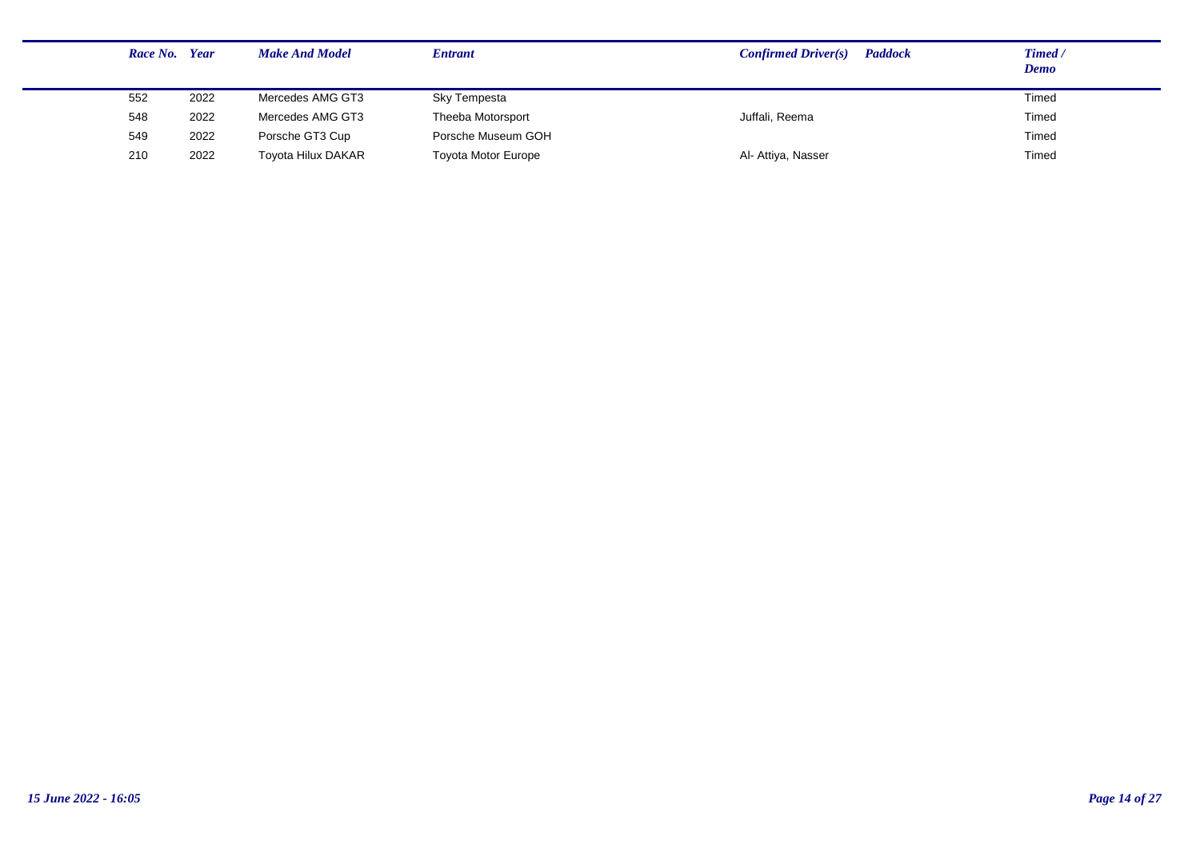| Race No. | Year | Make And Model | Entrant | Confirmed Driver(s) | Paddock | Timed / Demo |
|---|---|---|---|---|---|---|
| 552 | 2022 | Mercedes AMG GT3 | Sky Tempesta | | | Timed |
| 548 | 2022 | Mercedes AMG GT3 | Theeba Motorsport | Juffali, Reema | | Timed |
| 549 | 2022 | Porsche GT3 Cup | Porsche Museum GOH | | | Timed |
| 210 | 2022 | Toyota Hilux DAKAR | Toyota Motor Europe | Al- Attiya, Nasser | | Timed |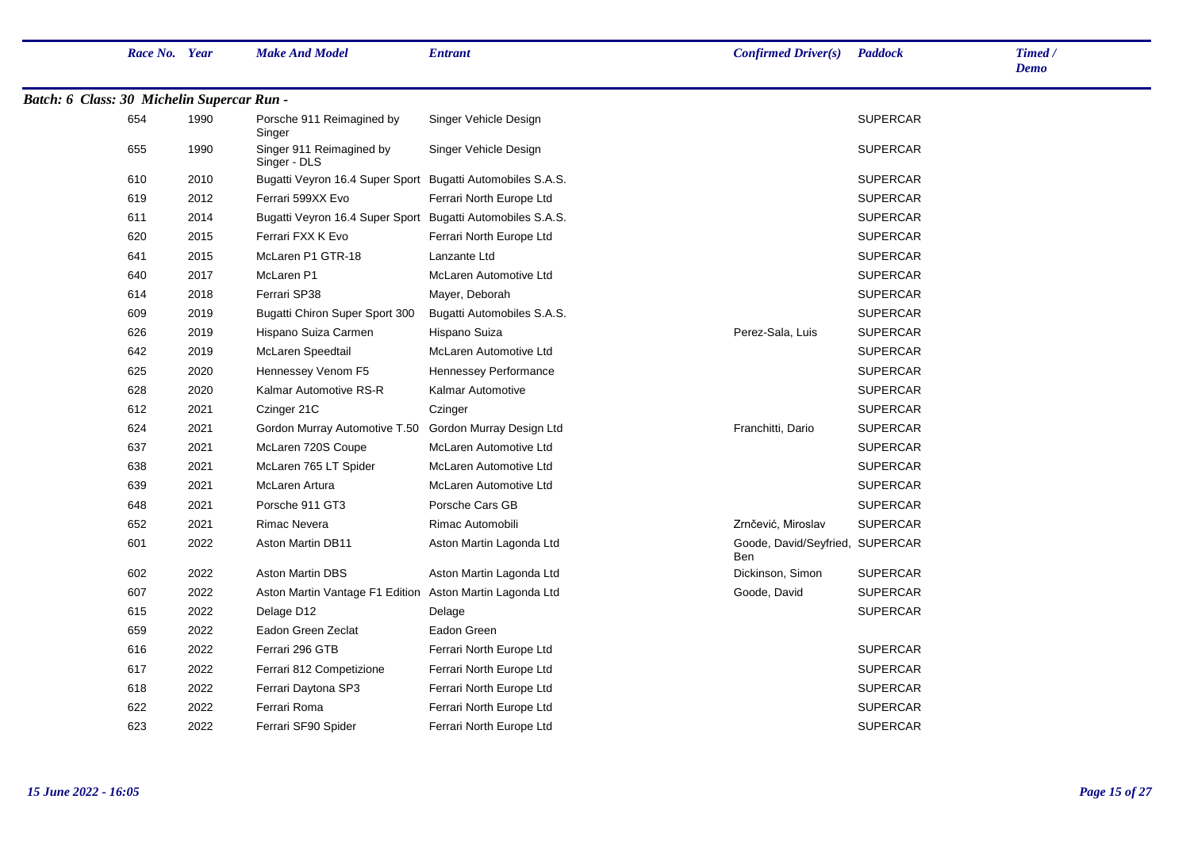| Race No. | Year | Make And Model | Entrant | Confirmed Driver(s) | Paddock | Timed / Demo |
|---|---|---|---|---|---|---|

**Batch: 6 Class: 30 Michelin Supercar Run -**

| Race No. | Year | Make And Model | Entrant | Confirmed Driver(s) | Paddock | Timed / Demo |
|---|---|---|---|---|---|---|
| 654 | 1990 | Porsche 911 Reimagined by Singer | Singer Vehicle Design | | SUPERCAR | |
| 655 | 1990 | Singer 911 Reimagined by Singer - DLS | Singer Vehicle Design | | SUPERCAR | |
| 610 | 2010 | Bugatti Veyron 16.4 Super Sport | Bugatti Automobiles S.A.S. | | SUPERCAR | |
| 619 | 2012 | Ferrari 599XX Evo | Ferrari North Europe Ltd | | SUPERCAR | |
| 611 | 2014 | Bugatti Veyron 16.4 Super Sport | Bugatti Automobiles S.A.S. | | SUPERCAR | |
| 620 | 2015 | Ferrari FXX K Evo | Ferrari North Europe Ltd | | SUPERCAR | |
| 641 | 2015 | McLaren P1 GTR-18 | Lanzante Ltd | | SUPERCAR | |
| 640 | 2017 | McLaren P1 | McLaren Automotive Ltd | | SUPERCAR | |
| 614 | 2018 | Ferrari SP38 | Mayer, Deborah | | SUPERCAR | |
| 609 | 2019 | Bugatti Chiron Super Sport 300 | Bugatti Automobiles S.A.S. | | SUPERCAR | |
| 626 | 2019 | Hispano Suiza Carmen | Hispano Suiza | Perez-Sala, Luis | SUPERCAR | |
| 642 | 2019 | McLaren Speedtail | McLaren Automotive Ltd | | SUPERCAR | |
| 625 | 2020 | Hennessey Venom F5 | Hennessey Performance | | SUPERCAR | |
| 628 | 2020 | Kalmar Automotive RS-R | Kalmar Automotive | | SUPERCAR | |
| 612 | 2021 | Czinger 21C | Czinger | | SUPERCAR | |
| 624 | 2021 | Gordon Murray Automotive T.50 | Gordon Murray Design Ltd | Franchitti, Dario | SUPERCAR | |
| 637 | 2021 | McLaren 720S Coupe | McLaren Automotive Ltd | | SUPERCAR | |
| 638 | 2021 | McLaren 765 LT Spider | McLaren Automotive Ltd | | SUPERCAR | |
| 639 | 2021 | McLaren Artura | McLaren Automotive Ltd | | SUPERCAR | |
| 648 | 2021 | Porsche 911 GT3 | Porsche Cars GB | | SUPERCAR | |
| 652 | 2021 | Rimac Nevera | Rimac Automobili | Zrnčević, Miroslav | SUPERCAR | |
| 601 | 2022 | Aston Martin DB11 | Aston Martin Lagonda Ltd | Goode, David/Seyfried, Ben | SUPERCAR | |
| 602 | 2022 | Aston Martin DBS | Aston Martin Lagonda Ltd | Dickinson, Simon | SUPERCAR | |
| 607 | 2022 | Aston Martin Vantage F1 Edition | Aston Martin Lagonda Ltd | Goode, David | SUPERCAR | |
| 615 | 2022 | Delage D12 | Delage | | SUPERCAR | |
| 659 | 2022 | Eadon Green Zeclat | Eadon Green | | | |
| 616 | 2022 | Ferrari 296 GTB | Ferrari North Europe Ltd | | SUPERCAR | |
| 617 | 2022 | Ferrari 812 Competizione | Ferrari North Europe Ltd | | SUPERCAR | |
| 618 | 2022 | Ferrari Daytona SP3 | Ferrari North Europe Ltd | | SUPERCAR | |
| 622 | 2022 | Ferrari Roma | Ferrari North Europe Ltd | | SUPERCAR | |
| 623 | 2022 | Ferrari SF90 Spider | Ferrari North Europe Ltd | | SUPERCAR | |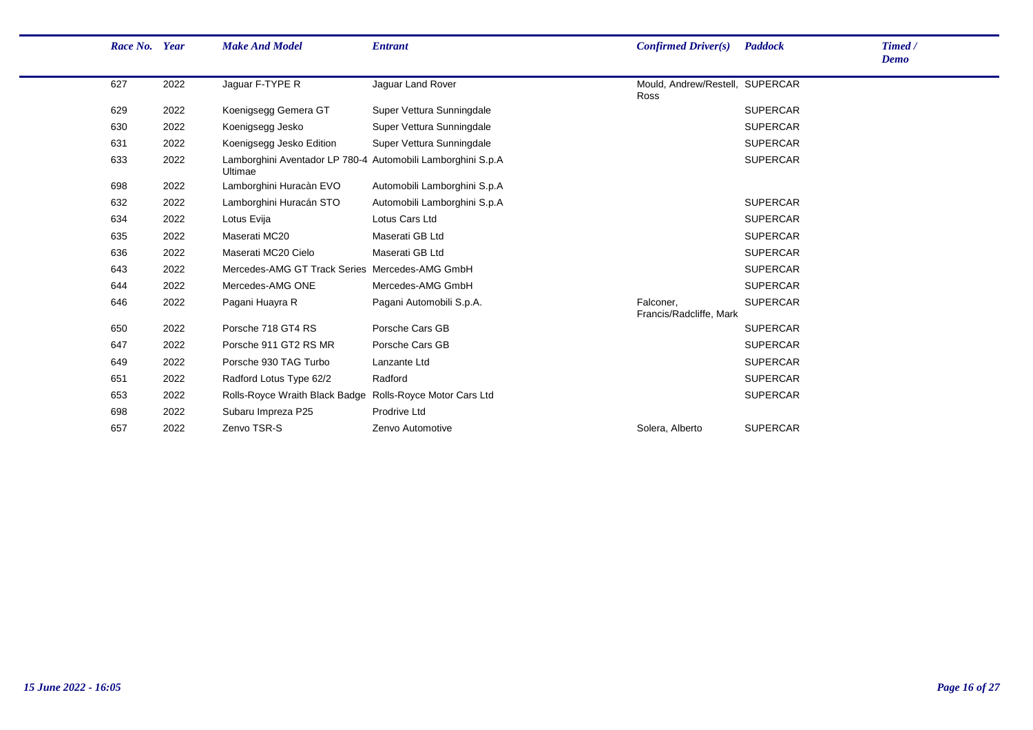| Race No. | Year | Make And Model | Entrant | Confirmed Driver(s) | Paddock | Timed / Demo |
|---|---|---|---|---|---|---|
| 627 | 2022 | Jaguar F-TYPE R | Jaguar Land Rover | Mould, Andrew/Restell, Ross | SUPERCAR | |
| 629 | 2022 | Koenigsegg Gemera GT | Super Vettura Sunningdale | | SUPERCAR | |
| 630 | 2022 | Koenigsegg Jesko | Super Vettura Sunningdale | | SUPERCAR | |
| 631 | 2022 | Koenigsegg Jesko Edition | Super Vettura Sunningdale | | SUPERCAR | |
| 633 | 2022 | Lamborghini Aventador LP 780-4 Ultimae | Automobili Lamborghini S.p.A | | SUPERCAR | |
| 698 | 2022 | Lamborghini Huracàn EVO | Automobili Lamborghini S.p.A | | | |
| 632 | 2022 | Lamborghini Huracán STO | Automobili Lamborghini S.p.A | | SUPERCAR | |
| 634 | 2022 | Lotus Evija | Lotus Cars Ltd | | SUPERCAR | |
| 635 | 2022 | Maserati MC20 | Maserati GB Ltd | | SUPERCAR | |
| 636 | 2022 | Maserati MC20 Cielo | Maserati GB Ltd | | SUPERCAR | |
| 643 | 2022 | Mercedes-AMG GT Track Series | Mercedes-AMG GmbH | | SUPERCAR | |
| 644 | 2022 | Mercedes-AMG ONE | Mercedes-AMG GmbH | | SUPERCAR | |
| 646 | 2022 | Pagani Huayra R | Pagani Automobili S.p.A. | Falconer, Francis/Radcliffe, Mark | SUPERCAR | |
| 650 | 2022 | Porsche 718 GT4 RS | Porsche Cars GB | | SUPERCAR | |
| 647 | 2022 | Porsche 911 GT2 RS MR | Porsche Cars GB | | SUPERCAR | |
| 649 | 2022 | Porsche 930 TAG Turbo | Lanzante Ltd | | SUPERCAR | |
| 651 | 2022 | Radford Lotus Type 62/2 | Radford | | SUPERCAR | |
| 653 | 2022 | Rolls-Royce Wraith Black Badge | Rolls-Royce Motor Cars Ltd | | SUPERCAR | |
| 698 | 2022 | Subaru Impreza P25 | Prodrive Ltd | | | |
| 657 | 2022 | Zenvo TSR-S | Zenvo Automotive | Solera, Alberto | SUPERCAR | |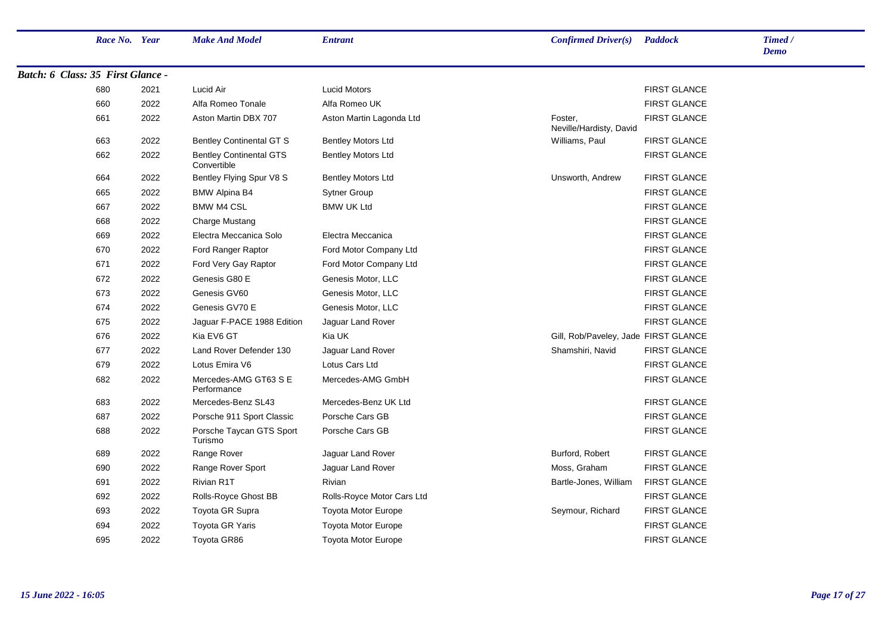| Race No. | Year | Make And Model | Entrant | Confirmed Driver(s) | Paddock | Timed / Demo |
|---|---|---|---|---|---|---|
| ***Batch: 6 Class: 35 First Glance -*** | | | | | | |
| 680 | 2021 | Lucid Air | Lucid Motors | | FIRST GLANCE | |
| 660 | 2022 | Alfa Romeo Tonale | Alfa Romeo UK | | FIRST GLANCE | |
| 661 | 2022 | Aston Martin DBX 707 | Aston Martin Lagonda Ltd | Foster, Neville/Hardisty, David | FIRST GLANCE | |
| 663 | 2022 | Bentley Continental GT S | Bentley Motors Ltd | Williams, Paul | FIRST GLANCE | |
| 662 | 2022 | Bentley Continental GTS Convertible | Bentley Motors Ltd | | FIRST GLANCE | |
| 664 | 2022 | Bentley Flying Spur V8 S | Bentley Motors Ltd | Unsworth, Andrew | FIRST GLANCE | |
| 665 | 2022 | BMW Alpina B4 | Sytner Group | | FIRST GLANCE | |
| 667 | 2022 | BMW M4 CSL | BMW UK Ltd | | FIRST GLANCE | |
| 668 | 2022 | Charge Mustang | | | FIRST GLANCE | |
| 669 | 2022 | Electra Meccanica Solo | Electra Meccanica | | FIRST GLANCE | |
| 670 | 2022 | Ford Ranger Raptor | Ford Motor Company Ltd | | FIRST GLANCE | |
| 671 | 2022 | Ford Very Gay Raptor | Ford Motor Company Ltd | | FIRST GLANCE | |
| 672 | 2022 | Genesis G80 E | Genesis Motor, LLC | | FIRST GLANCE | |
| 673 | 2022 | Genesis GV60 | Genesis Motor, LLC | | FIRST GLANCE | |
| 674 | 2022 | Genesis GV70 E | Genesis Motor, LLC | | FIRST GLANCE | |
| 675 | 2022 | Jaguar F-PACE 1988 Edition | Jaguar Land Rover | | FIRST GLANCE | |
| 676 | 2022 | Kia EV6 GT | Kia UK | Gill, Rob/Paveley, Jade | FIRST GLANCE | |
| 677 | 2022 | Land Rover Defender 130 | Jaguar Land Rover | Shamshiri, Navid | FIRST GLANCE | |
| 679 | 2022 | Lotus Emira V6 | Lotus Cars Ltd | | FIRST GLANCE | |
| 682 | 2022 | Mercedes-AMG GT63 S E Performance | Mercedes-AMG GmbH | | FIRST GLANCE | |
| 683 | 2022 | Mercedes-Benz SL43 | Mercedes-Benz UK Ltd | | FIRST GLANCE | |
| 687 | 2022 | Porsche 911 Sport Classic | Porsche Cars GB | | FIRST GLANCE | |
| 688 | 2022 | Porsche Taycan GTS Sport Turismo | Porsche Cars GB | | FIRST GLANCE | |
| 689 | 2022 | Range Rover | Jaguar Land Rover | Burford, Robert | FIRST GLANCE | |
| 690 | 2022 | Range Rover Sport | Jaguar Land Rover | Moss, Graham | FIRST GLANCE | |
| 691 | 2022 | Rivian R1T | Rivian | Bartle-Jones, William | FIRST GLANCE | |
| 692 | 2022 | Rolls-Royce Ghost BB | Rolls-Royce Motor Cars Ltd | | FIRST GLANCE | |
| 693 | 2022 | Toyota GR Supra | Toyota Motor Europe | Seymour, Richard | FIRST GLANCE | |
| 694 | 2022 | Toyota GR Yaris | Toyota Motor Europe | | FIRST GLANCE | |
| 695 | 2022 | Toyota GR86 | Toyota Motor Europe | | FIRST GLANCE | |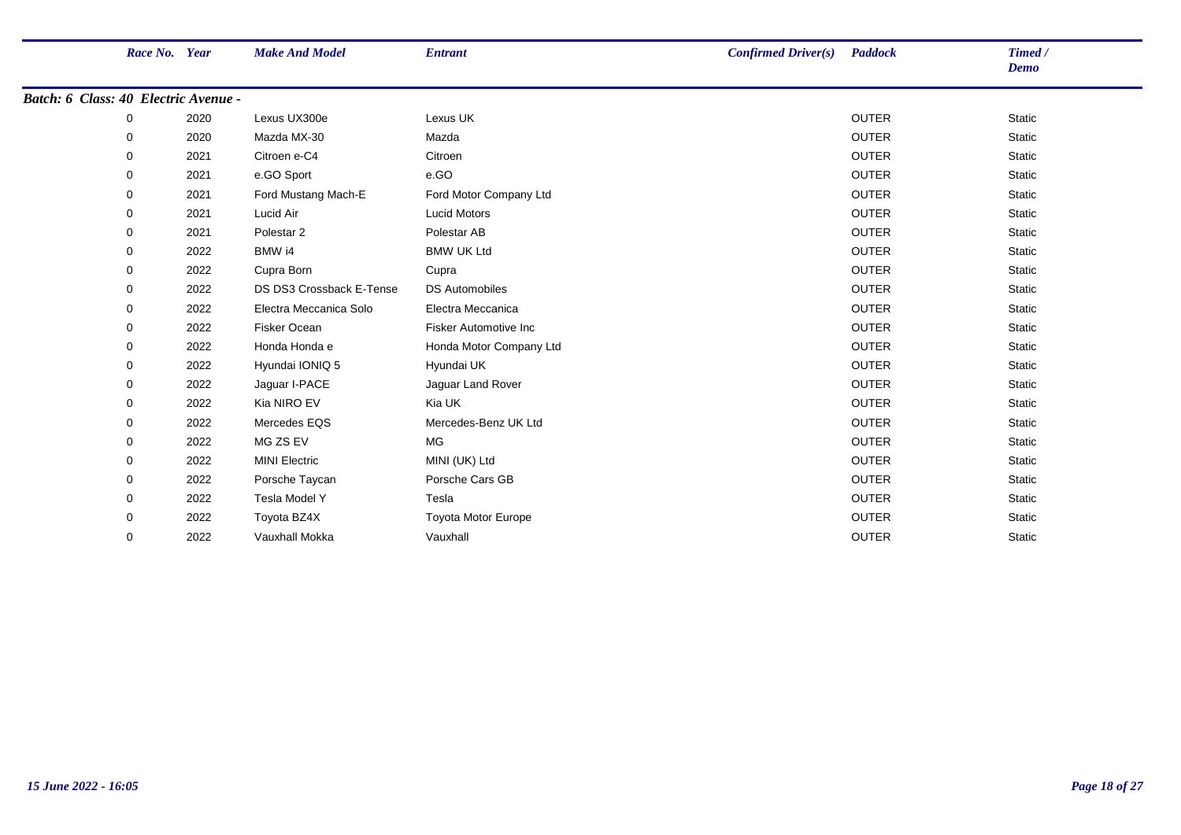| Race No. | Year | Make And Model | Entrant | Confirmed Driver(s) | Paddock | Timed / Demo |
|---|---|---|---|---|---|---|
| ***Batch: 6 Class: 40 Electric Avenue -*** | | | | | | |
| 0 | 2020 | Lexus UX300e | Lexus UK | | OUTER | Static |
| 0 | 2020 | Mazda MX-30 | Mazda | | OUTER | Static |
| 0 | 2021 | Citroen e-C4 | Citroen | | OUTER | Static |
| 0 | 2021 | e.GO Sport | e.GO | | OUTER | Static |
| 0 | 2021 | Ford Mustang Mach-E | Ford Motor Company Ltd | | OUTER | Static |
| 0 | 2021 | Lucid Air | Lucid Motors | | OUTER | Static |
| 0 | 2021 | Polestar 2 | Polestar AB | | OUTER | Static |
| 0 | 2022 | BMW i4 | BMW UK Ltd | | OUTER | Static |
| 0 | 2022 | Cupra Born | Cupra | | OUTER | Static |
| 0 | 2022 | DS DS3 Crossback E-Tense | DS Automobiles | | OUTER | Static |
| 0 | 2022 | Electra Meccanica Solo | Electra Meccanica | | OUTER | Static |
| 0 | 2022 | Fisker Ocean | Fisker Automotive Inc | | OUTER | Static |
| 0 | 2022 | Honda Honda e | Honda Motor Company Ltd | | OUTER | Static |
| 0 | 2022 | Hyundai IONIQ 5 | Hyundai UK | | OUTER | Static |
| 0 | 2022 | Jaguar I-PACE | Jaguar Land Rover | | OUTER | Static |
| 0 | 2022 | Kia NIRO EV | Kia UK | | OUTER | Static |
| 0 | 2022 | Mercedes EQS | Mercedes-Benz UK Ltd | | OUTER | Static |
| 0 | 2022 | MG ZS EV | MG | | OUTER | Static |
| 0 | 2022 | MINI Electric | MINI (UK) Ltd | | OUTER | Static |
| 0 | 2022 | Porsche Taycan | Porsche Cars GB | | OUTER | Static |
| 0 | 2022 | Tesla Model Y | Tesla | | OUTER | Static |
| 0 | 2022 | Toyota BZ4X | Toyota Motor Europe | | OUTER | Static |
| 0 | 2022 | Vauxhall Mokka | Vauxhall | | OUTER | Static |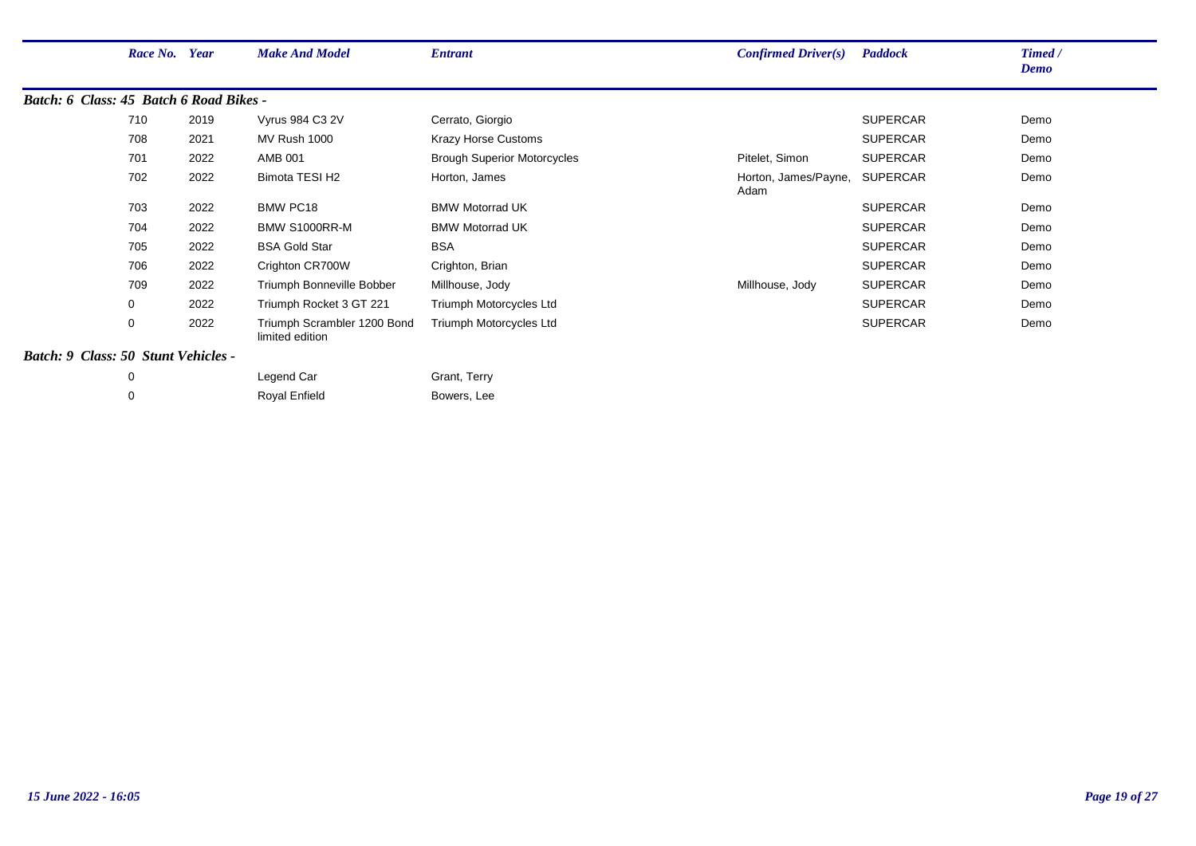| Race No. | Year | Make And Model | Entrant | Confirmed Driver(s) | Paddock | Timed / Demo |
|---|---|---|---|---|---|---|
| ***Batch: 6 Class: 45 Batch 6 Road Bikes -*** | | | | | | |
| 710 | 2019 | Vyrus 984 C3 2V | Cerrato, Giorgio | | SUPERCAR | Demo |
| 708 | 2021 | MV Rush 1000 | Krazy Horse Customs | | SUPERCAR | Demo |
| 701 | 2022 | AMB 001 | Brough Superior Motorcycles | Pitelet, Simon | SUPERCAR | Demo |
| 702 | 2022 | Bimota TESI H2 | Horton, James | Horton, James/Payne, Adam | SUPERCAR | Demo |
| 703 | 2022 | BMW PC18 | BMW Motorrad UK | | SUPERCAR | Demo |
| 704 | 2022 | BMW S1000RR-M | BMW Motorrad UK | | SUPERCAR | Demo |
| 705 | 2022 | BSA Gold Star | BSA | | SUPERCAR | Demo |
| 706 | 2022 | Crighton CR700W | Crighton, Brian | | SUPERCAR | Demo |
| 709 | 2022 | Triumph Bonneville Bobber | Millhouse, Jody | Millhouse, Jody | SUPERCAR | Demo |
| 0 | 2022 | Triumph Rocket 3 GT 221 | Triumph Motorcycles Ltd | | SUPERCAR | Demo |
| 0 | 2022 | Triumph Scrambler 1200 Bond limited edition | Triumph Motorcycles Ltd | | SUPERCAR | Demo |
| ***Batch: 9 Class: 50 Stunt Vehicles -*** | | | | | | |
| 0 | | Legend Car | Grant, Terry | | | |
| 0 | | Royal Enfield | Bowers, Lee | | | |

*15 June 2022 - 16:05*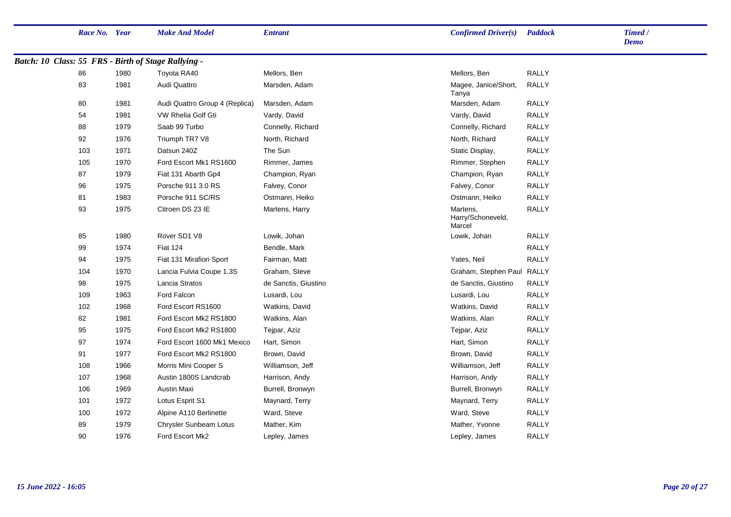| Race No. | Year | Make And Model | Entrant | Confirmed Driver(s) | Paddock | Timed / Demo |
|---|---|---|---|---|---|---|
| ***Batch: 10 Class: 55 FRS - Birth of Stage Rallying -*** | | | | | | |
| 86 | 1980 | Toyota RA40 | Mellors, Ben | Mellors, Ben | RALLY | |
| 83 | 1981 | Audi Quattro | Marsden, Adam | Magee, Janice/Short, Tanya | RALLY | |
| 80 | 1981 | Audi Quattro Group 4 (Replica) | Marsden, Adam | Marsden, Adam | RALLY | |
| 54 | 1981 | VW Rhelia Golf Gti | Vardy, David | Vardy, David | RALLY | |
| 88 | 1979 | Saab 99 Turbo | Connelly, Richard | Connelly, Richard | RALLY | |
| 92 | 1976 | Triumph TR7 V8 | North, Richard | North, Richard | RALLY | |
| 103 | 1971 | Datsun 240Z | The Sun | Static Display, | RALLY | |
| 105 | 1970 | Ford Escort Mk1 RS1600 | Rimmer, James | Rimmer, Stephen | RALLY | |
| 87 | 1979 | Fiat 131 Abarth Gp4 | Champion, Ryan | Champion, Ryan | RALLY | |
| 96 | 1975 | Porsche 911 3.0 RS | Falvey, Conor | Falvey, Conor | RALLY | |
| 81 | 1983 | Porsche 911 SC/RS | Ostmann, Heiko | Ostmann, Heiko | RALLY | |
| 93 | 1975 | Citroen DS 23 IE | Martens, Harry | Martens, Harry/Schoneveld, Marcel | RALLY | |
| 85 | 1980 | Rover SD1 V8 | Lowik, Johan | Lowik, Johan | RALLY | |
| 99 | 1974 | Fiat 124 | Bendle, Mark | | RALLY | |
| 94 | 1975 | Fiat 131 Mirafiori Sport | Fairman, Matt | Yates, Neil | RALLY | |
| 104 | 1970 | Lancia Fulvia Coupe 1.3S | Graham, Steve | Graham, Stephen Paul | RALLY | |
| 98 | 1975 | Lancia Stratos | de Sanctis, Giustino | de Sanctis, Giustino | RALLY | |
| 109 | 1963 | Ford Falcon | Lusardi, Lou | Lusardi, Lou | RALLY | |
| 102 | 1968 | Ford Escort RS1600 | Watkins, David | Watkins, David | RALLY | |
| 82 | 1981 | Ford Escort Mk2 RS1800 | Watkins, Alan | Watkins, Alan | RALLY | |
| 95 | 1975 | Ford Escort Mk2 RS1800 | Tejpar, Aziz | Tejpar, Aziz | RALLY | |
| 97 | 1974 | Ford Escort 1600 Mk1 Mexico | Hart, Simon | Hart, Simon | RALLY | |
| 91 | 1977 | Ford Escort Mk2 RS1800 | Brown, David | Brown, David | RALLY | |
| 108 | 1966 | Morris Mini Cooper S | Williamson, Jeff | Williamson, Jeff | RALLY | |
| 107 | 1968 | Austin 1800S Landcrab | Harrison, Andy | Harrison, Andy | RALLY | |
| 106 | 1969 | Austin Maxi | Burrell, Bronwyn | Burrell, Bronwyn | RALLY | |
| 101 | 1972 | Lotus Esprit S1 | Maynard, Terry | Maynard, Terry | RALLY | |
| 100 | 1972 | Alpine A110 Berlinette | Ward, Steve | Ward, Steve | RALLY | |
| 89 | 1979 | Chrysler Sunbeam Lotus | Mather, Kim | Mather, Yvonne | RALLY | |
| 90 | 1976 | Ford Escort Mk2 | Lepley, James | Lepley, James | RALLY | |

*15 June 2022 - 16:05*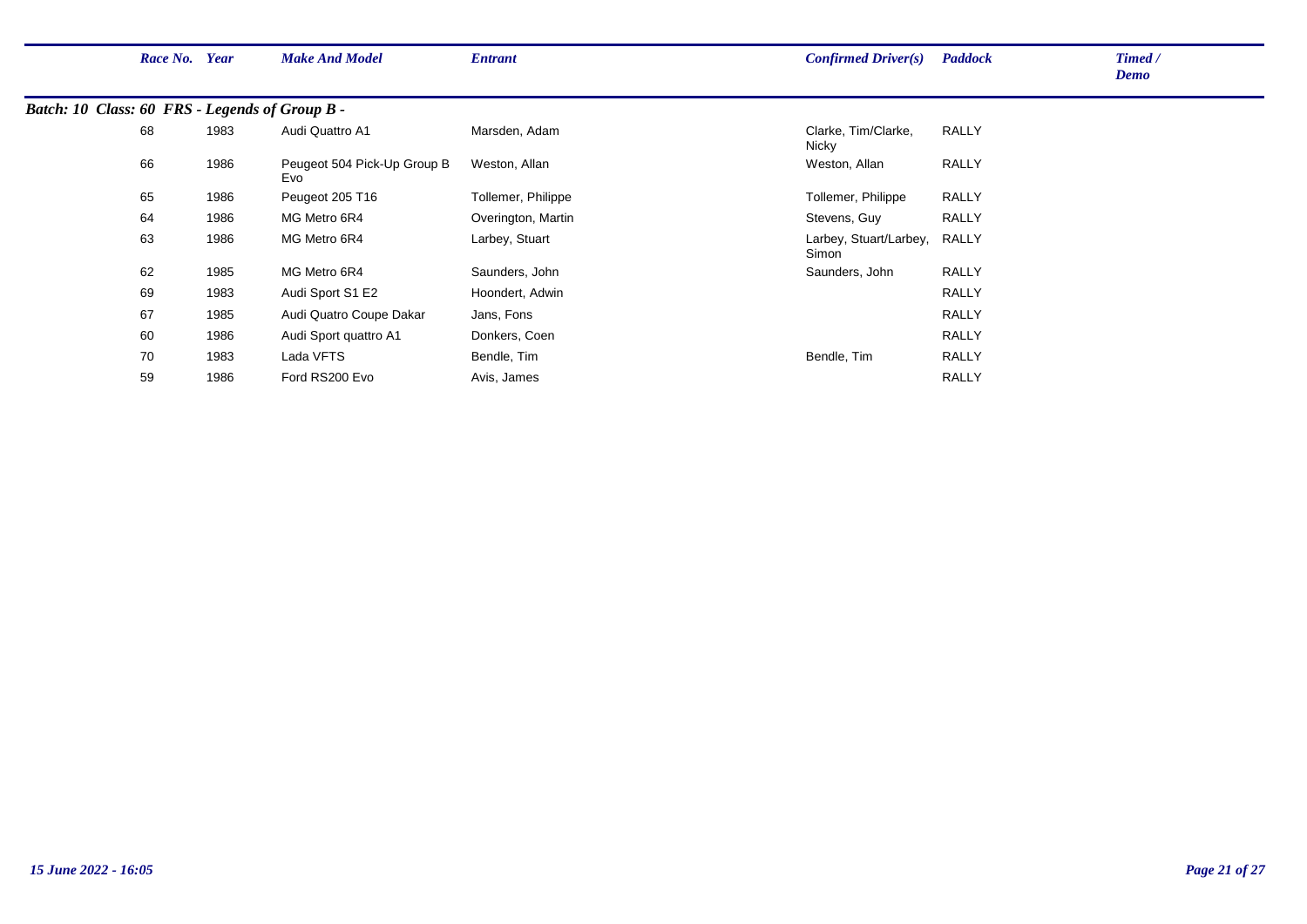| Race No. | Year | Make And Model | Entrant | Confirmed Driver(s) | Paddock | Timed / Demo |
|---|---|---|---|---|---|---|
| ***Batch: 10 Class: 60 FRS - Legends of Group B -*** | | | | | | |
| 68 | 1983 | Audi Quattro A1 | Marsden, Adam | Clarke, Tim/Clarke, Nicky | RALLY | |
| 66 | 1986 | Peugeot 504 Pick-Up Group B Evo | Weston, Allan | Weston, Allan | RALLY | |
| 65 | 1986 | Peugeot 205 T16 | Tollemer, Philippe | Tollemer, Philippe | RALLY | |
| 64 | 1986 | MG Metro 6R4 | Overington, Martin | Stevens, Guy | RALLY | |
| 63 | 1986 | MG Metro 6R4 | Larbey, Stuart | Larbey, Stuart/Larbey, Simon | RALLY | |
| 62 | 1985 | MG Metro 6R4 | Saunders, John | Saunders, John | RALLY | |
| 69 | 1983 | Audi Sport S1 E2 | Hoondert, Adwin | | RALLY | |
| 67 | 1985 | Audi Quatro Coupe Dakar | Jans, Fons | | RALLY | |
| 60 | 1986 | Audi Sport quattro A1 | Donkers, Coen | | RALLY | |
| 70 | 1983 | Lada VFTS | Bendle, Tim | Bendle, Tim | RALLY | |
| 59 | 1986 | Ford RS200 Evo | Avis, James | | RALLY | |

*15 June 2022 - 16:05*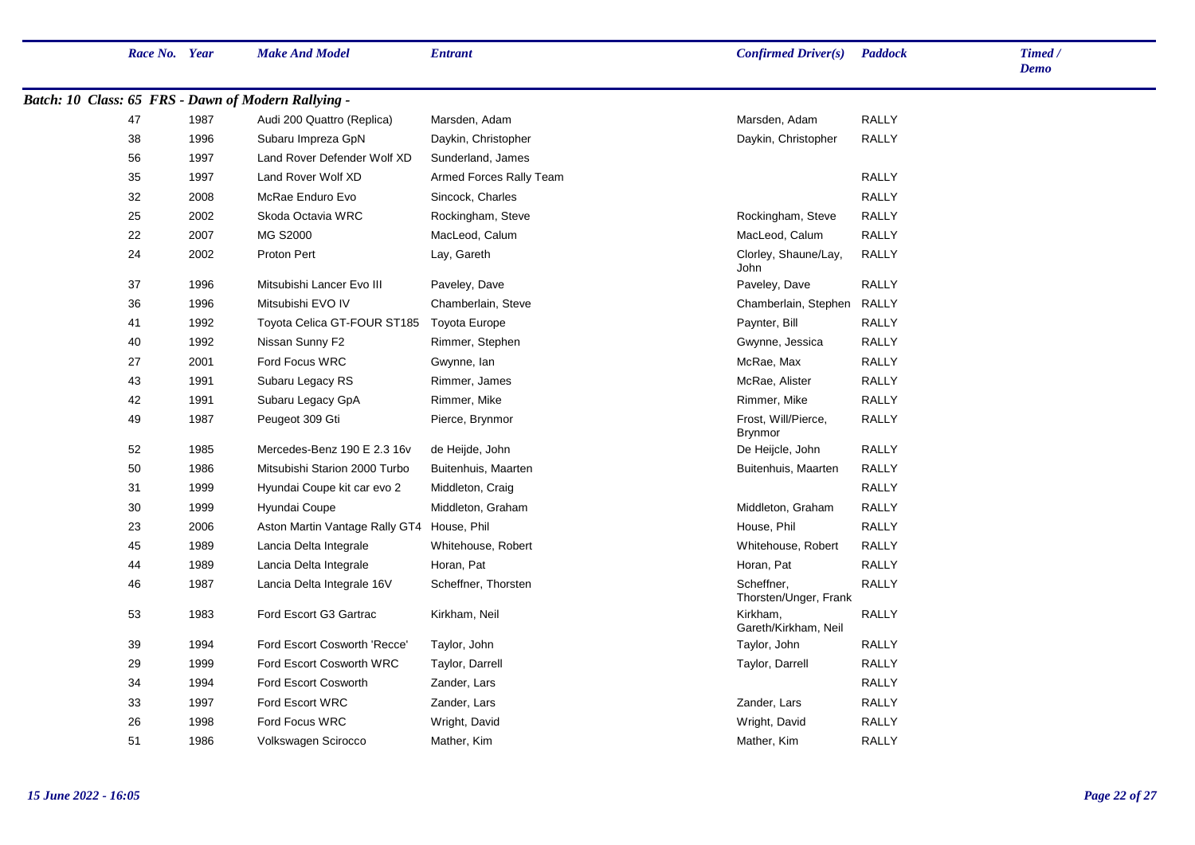| Race No. | Year | Make And Model | Entrant | Confirmed Driver(s) | Paddock | Timed / Demo |
|---|---|---|---|---|---|---|

***Batch: 10 Class: 65 FRS - Dawn of Modern Rallying -***

| Race No. | Year | Make And Model | Entrant | Confirmed Driver(s) | Paddock | Timed / Demo |
|---|---|---|---|---|---|---|
| 47 | 1987 | Audi 200 Quattro (Replica) | Marsden, Adam | Marsden, Adam | RALLY | |
| 38 | 1996 | Subaru Impreza GpN | Daykin, Christopher | Daykin, Christopher | RALLY | |
| 56 | 1997 | Land Rover Defender Wolf XD | Sunderland, James | | | |
| 35 | 1997 | Land Rover Wolf XD | Armed Forces Rally Team | | RALLY | |
| 32 | 2008 | McRae Enduro Evo | Sincock, Charles | | RALLY | |
| 25 | 2002 | Skoda Octavia WRC | Rockingham, Steve | Rockingham, Steve | RALLY | |
| 22 | 2007 | MG S2000 | MacLeod, Calum | MacLeod, Calum | RALLY | |
| 24 | 2002 | Proton Pert | Lay, Gareth | Clorley, Shaune/Lay, John | RALLY | |
| 37 | 1996 | Mitsubishi Lancer Evo III | Paveley, Dave | Paveley, Dave | RALLY | |
| 36 | 1996 | Mitsubishi EVO IV | Chamberlain, Steve | Chamberlain, Stephen | RALLY | |
| 41 | 1992 | Toyota Celica GT-FOUR ST185 | Toyota Europe | Paynter, Bill | RALLY | |
| 40 | 1992 | Nissan Sunny F2 | Rimmer, Stephen | Gwynne, Jessica | RALLY | |
| 27 | 2001 | Ford Focus WRC | Gwynne, Ian | McRae, Max | RALLY | |
| 43 | 1991 | Subaru Legacy RS | Rimmer, James | McRae, Alister | RALLY | |
| 42 | 1991 | Subaru Legacy GpA | Rimmer, Mike | Rimmer, Mike | RALLY | |
| 49 | 1987 | Peugeot 309 Gti | Pierce, Brynmor | Frost, Will/Pierce, Brynmor | RALLY | |
| 52 | 1985 | Mercedes-Benz 190 E 2.3 16v | de Heijde, John | De Heijcle, John | RALLY | |
| 50 | 1986 | Mitsubishi Starion 2000 Turbo | Buitenhuis, Maarten | Buitenhuis, Maarten | RALLY | |
| 31 | 1999 | Hyundai Coupe kit car evo 2 | Middleton, Craig | | RALLY | |
| 30 | 1999 | Hyundai Coupe | Middleton, Graham | Middleton, Graham | RALLY | |
| 23 | 2006 | Aston Martin Vantage Rally GT4 | House, Phil | House, Phil | RALLY | |
| 45 | 1989 | Lancia Delta Integrale | Whitehouse, Robert | Whitehouse, Robert | RALLY | |
| 44 | 1989 | Lancia Delta Integrale | Horan, Pat | Horan, Pat | RALLY | |
| 46 | 1987 | Lancia Delta Integrale 16V | Scheffner, Thorsten | Scheffner, Thorsten/Unger, Frank | RALLY | |
| 53 | 1983 | Ford Escort G3 Gartrac | Kirkham, Neil | Kirkham, Gareth/Kirkham, Neil | RALLY | |
| 39 | 1994 | Ford Escort Cosworth 'Recce' | Taylor, John | Taylor, John | RALLY | |
| 29 | 1999 | Ford Escort Cosworth WRC | Taylor, Darrell | Taylor, Darrell | RALLY | |
| 34 | 1994 | Ford Escort Cosworth | Zander, Lars | | RALLY | |
| 33 | 1997 | Ford Escort WRC | Zander, Lars | Zander, Lars | RALLY | |
| 26 | 1998 | Ford Focus WRC | Wright, David | Wright, David | RALLY | |
| 51 | 1986 | Volkswagen Scirocco | Mather, Kim | Mather, Kim | RALLY | |

*15 June 2022 - 16:05*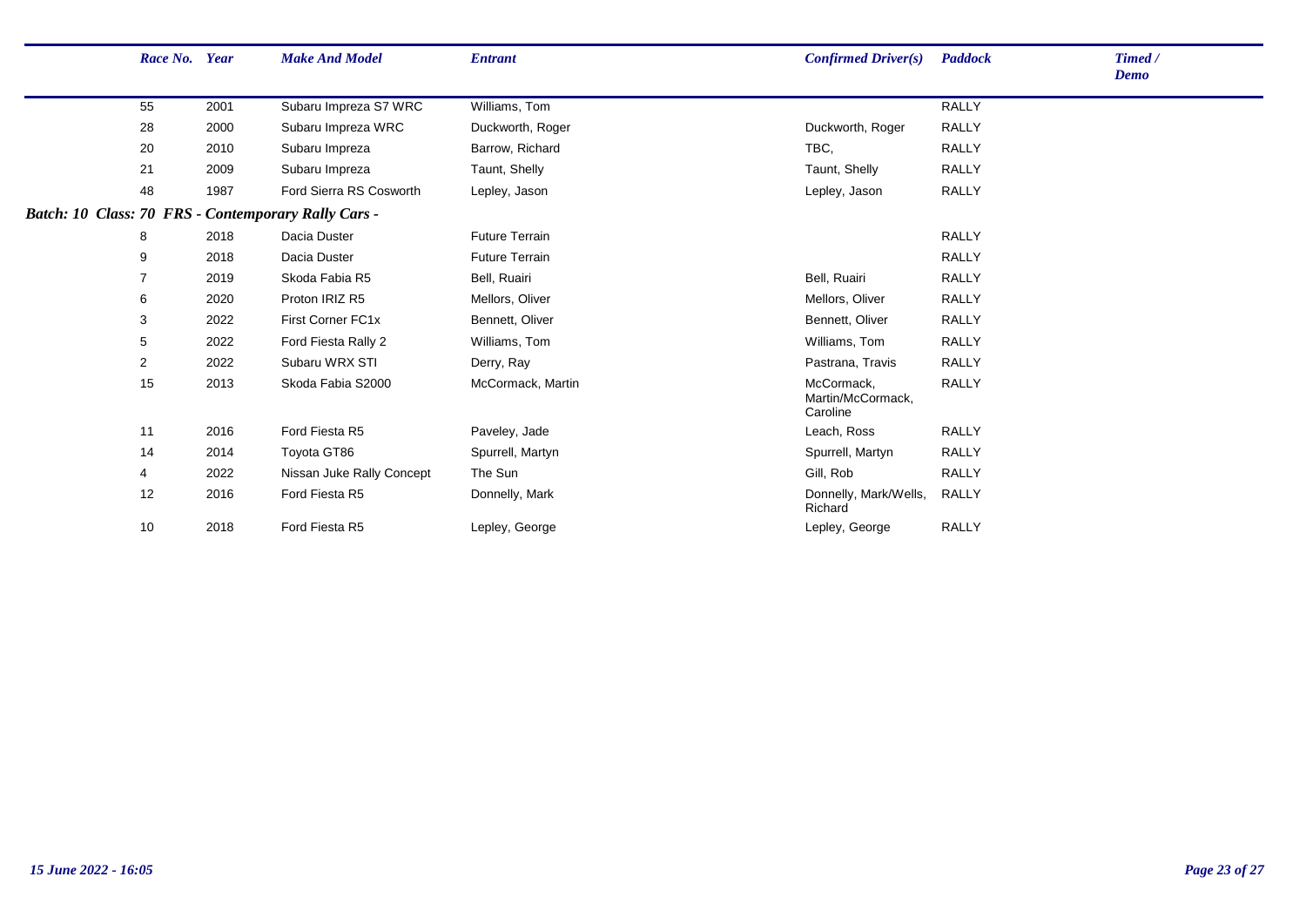| Race No. | Year | Make And Model | Entrant | Confirmed Driver(s) | Paddock | Timed / Demo |
|---|---|---|---|---|---|---|
| 55 | 2001 | Subaru Impreza S7 WRC | Williams, Tom | | RALLY | |
| 28 | 2000 | Subaru Impreza WRC | Duckworth, Roger | Duckworth, Roger | RALLY | |
| 20 | 2010 | Subaru Impreza | Barrow, Richard | TBC, | RALLY | |
| 21 | 2009 | Subaru Impreza | Taunt, Shelly | Taunt, Shelly | RALLY | |
| 48 | 1987 | Ford Sierra RS Cosworth | Lepley, Jason | Lepley, Jason | RALLY | |

***Batch: 10 Class: 70 FRS - Contemporary Rally Cars -***

| Race No. | Year | Make And Model | Entrant | Confirmed Driver(s) | Paddock | Timed / Demo |
|---|---|---|---|---|---|---|
| 8 | 2018 | Dacia Duster | Future Terrain | | RALLY | |
| 9 | 2018 | Dacia Duster | Future Terrain | | RALLY | |
| 7 | 2019 | Skoda Fabia R5 | Bell, Ruairi | Bell, Ruairi | RALLY | |
| 6 | 2020 | Proton IRIZ R5 | Mellors, Oliver | Mellors, Oliver | RALLY | |
| 3 | 2022 | First Corner FC1x | Bennett, Oliver | Bennett, Oliver | RALLY | |
| 5 | 2022 | Ford Fiesta Rally 2 | Williams, Tom | Williams, Tom | RALLY | |
| 2 | 2022 | Subaru WRX STI | Derry, Ray | Pastrana, Travis | RALLY | |
| 15 | 2013 | Skoda Fabia S2000 | McCormack, Martin | McCormack, Martin/McCormack, Caroline | RALLY | |
| 11 | 2016 | Ford Fiesta R5 | Paveley, Jade | Leach, Ross | RALLY | |
| 14 | 2014 | Toyota GT86 | Spurrell, Martyn | Spurrell, Martyn | RALLY | |
| 4 | 2022 | Nissan Juke Rally Concept | The Sun | Gill, Rob | RALLY | |
| 12 | 2016 | Ford Fiesta R5 | Donnelly, Mark | Donnelly, Mark/Wells, Richard | RALLY | |
| 10 | 2018 | Ford Fiesta R5 | Lepley, George | Lepley, George | RALLY | |

*15 June 2022 - 16:05*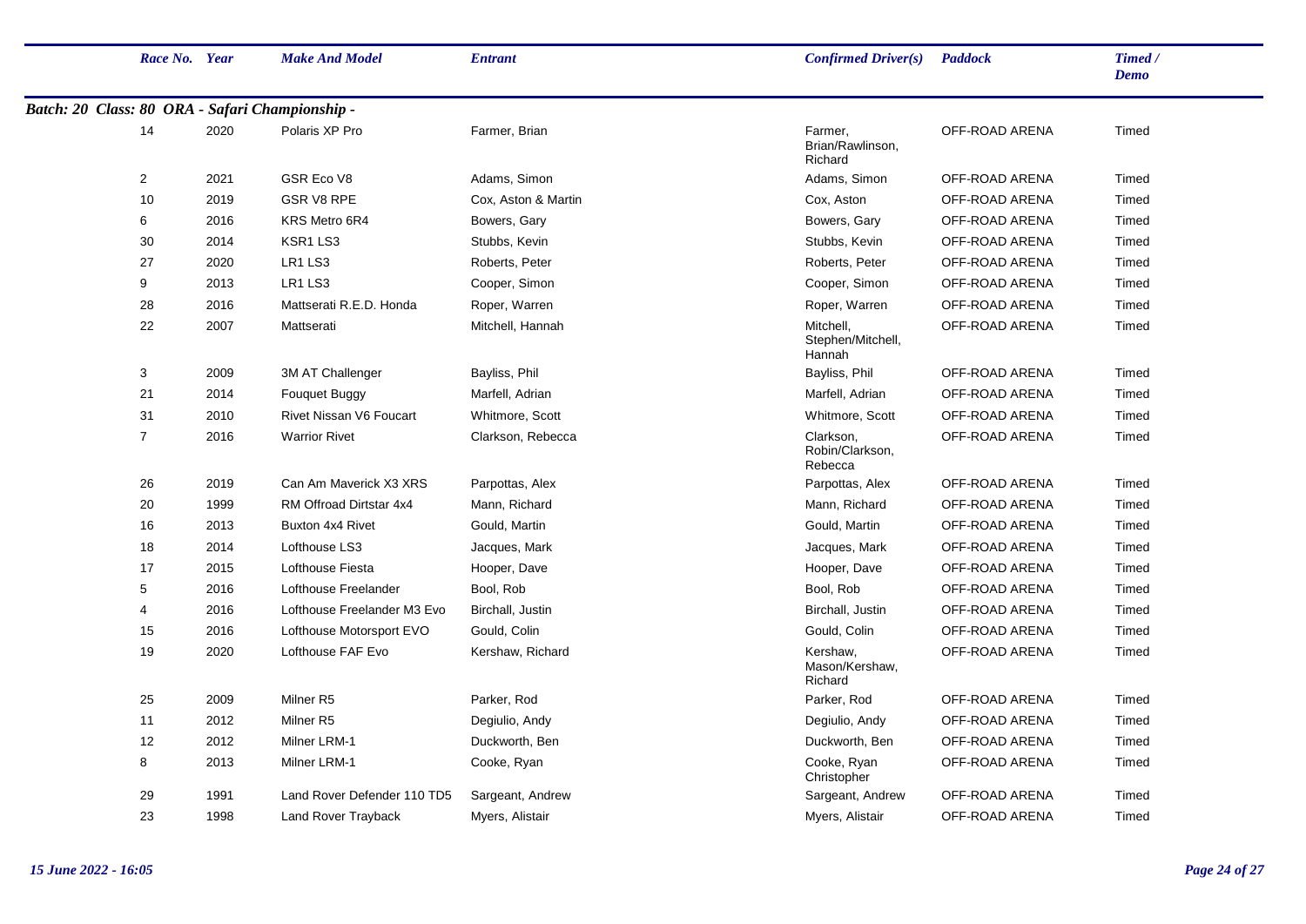| Race No. | Year | Make And Model | Entrant | Confirmed Driver(s) | Paddock | Timed / Demo |
|---|---|---|---|---|---|---|
| ***Batch: 20 Class: 80 ORA - Safari Championship -*** | | | | | | |
| 14 | 2020 | Polaris XP Pro | Farmer, Brian | Farmer, Brian/Rawlinson, Richard | OFF-ROAD ARENA | Timed |
| 2 | 2021 | GSR Eco V8 | Adams, Simon | Adams, Simon | OFF-ROAD ARENA | Timed |
| 10 | 2019 | GSR V8 RPE | Cox, Aston & Martin | Cox, Aston | OFF-ROAD ARENA | Timed |
| 6 | 2016 | KRS Metro 6R4 | Bowers, Gary | Bowers, Gary | OFF-ROAD ARENA | Timed |
| 30 | 2014 | KSR1 LS3 | Stubbs, Kevin | Stubbs, Kevin | OFF-ROAD ARENA | Timed |
| 27 | 2020 | LR1 LS3 | Roberts, Peter | Roberts, Peter | OFF-ROAD ARENA | Timed |
| 9 | 2013 | LR1 LS3 | Cooper, Simon | Cooper, Simon | OFF-ROAD ARENA | Timed |
| 28 | 2016 | Mattserati R.E.D. Honda | Roper, Warren | Roper, Warren | OFF-ROAD ARENA | Timed |
| 22 | 2007 | Mattserati | Mitchell, Hannah | Mitchell, Stephen/Mitchell, Hannah | OFF-ROAD ARENA | Timed |
| 3 | 2009 | 3M AT Challenger | Bayliss, Phil | Bayliss, Phil | OFF-ROAD ARENA | Timed |
| 21 | 2014 | Fouquet Buggy | Marfell, Adrian | Marfell, Adrian | OFF-ROAD ARENA | Timed |
| 31 | 2010 | Rivet Nissan V6 Foucart | Whitmore, Scott | Whitmore, Scott | OFF-ROAD ARENA | Timed |
| 7 | 2016 | Warrior Rivet | Clarkson, Rebecca | Clarkson, Robin/Clarkson, Rebecca | OFF-ROAD ARENA | Timed |
| 26 | 2019 | Can Am Maverick X3 XRS | Parpottas, Alex | Parpottas, Alex | OFF-ROAD ARENA | Timed |
| 20 | 1999 | RM Offroad Dirtstar 4x4 | Mann, Richard | Mann, Richard | OFF-ROAD ARENA | Timed |
| 16 | 2013 | Buxton 4x4 Rivet | Gould, Martin | Gould, Martin | OFF-ROAD ARENA | Timed |
| 18 | 2014 | Lofthouse LS3 | Jacques, Mark | Jacques, Mark | OFF-ROAD ARENA | Timed |
| 17 | 2015 | Lofthouse Fiesta | Hooper, Dave | Hooper, Dave | OFF-ROAD ARENA | Timed |
| 5 | 2016 | Lofthouse Freelander | Bool, Rob | Bool, Rob | OFF-ROAD ARENA | Timed |
| 4 | 2016 | Lofthouse Freelander M3 Evo | Birchall, Justin | Birchall, Justin | OFF-ROAD ARENA | Timed |
| 15 | 2016 | Lofthouse Motorsport EVO | Gould, Colin | Gould, Colin | OFF-ROAD ARENA | Timed |
| 19 | 2020 | Lofthouse FAF Evo | Kershaw, Richard | Kershaw, Mason/Kershaw, Richard | OFF-ROAD ARENA | Timed |
| 25 | 2009 | Milner R5 | Parker, Rod | Parker, Rod | OFF-ROAD ARENA | Timed |
| 11 | 2012 | Milner R5 | Degiulio, Andy | Degiulio, Andy | OFF-ROAD ARENA | Timed |
| 12 | 2012 | Milner LRM-1 | Duckworth, Ben | Duckworth, Ben | OFF-ROAD ARENA | Timed |
| 8 | 2013 | Milner LRM-1 | Cooke, Ryan | Cooke, Ryan Christopher | OFF-ROAD ARENA | Timed |
| 29 | 1991 | Land Rover Defender 110 TD5 | Sargeant, Andrew | Sargeant, Andrew | OFF-ROAD ARENA | Timed |
| 23 | 1998 | Land Rover Trayback | Myers, Alistair | Myers, Alistair | OFF-ROAD ARENA | Timed |

*15 June 2022 - 16:05*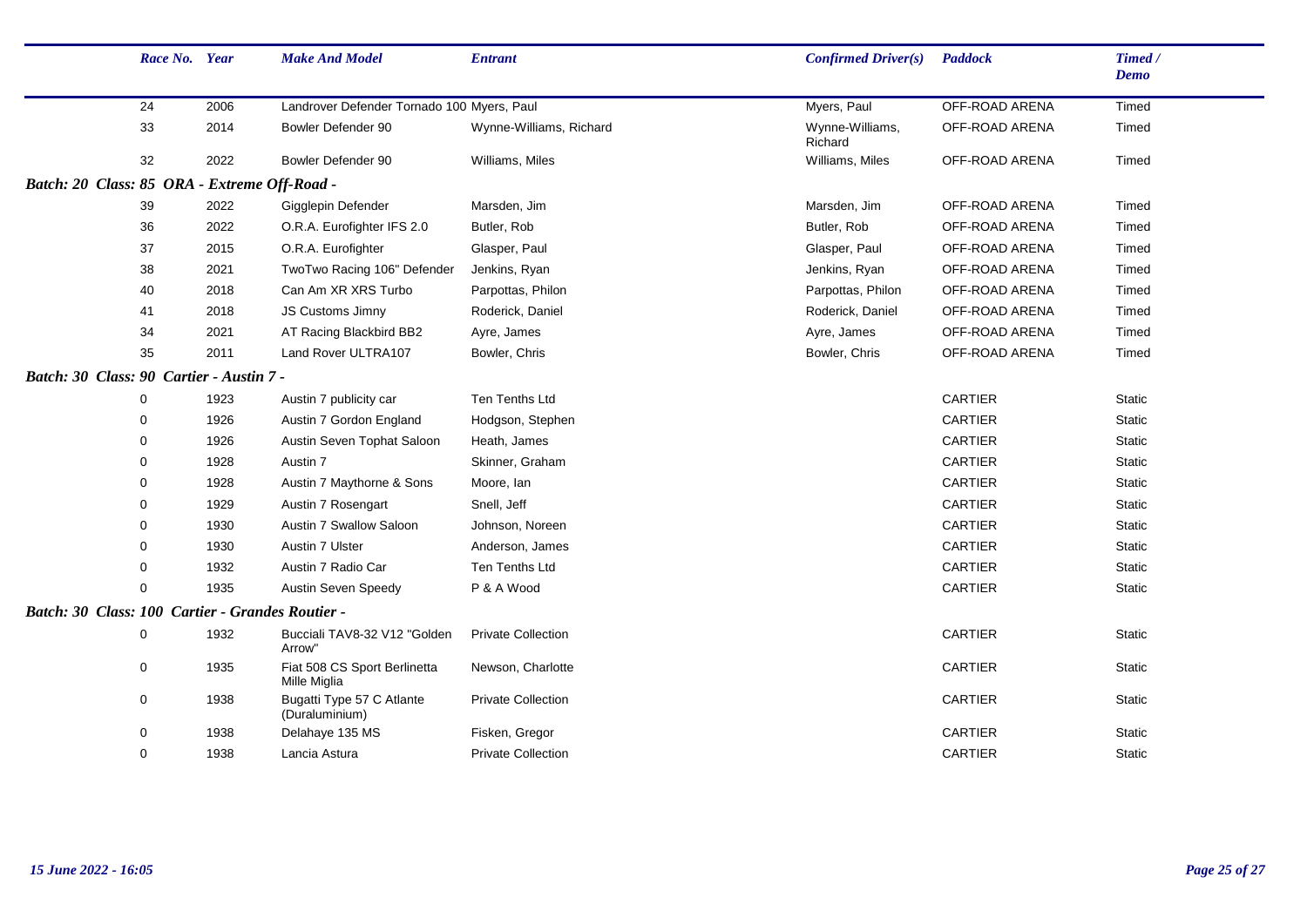| Race No. | Year | Make And Model | Entrant | Confirmed Driver(s) | Paddock | Timed / Demo |
|---|---|---|---|---|---|---|
| 24 | 2006 | Landrover Defender Tornado 100 | Myers, Paul | Myers, Paul | OFF-ROAD ARENA | Timed |
| 33 | 2014 | Bowler Defender 90 | Wynne-Williams, Richard | Wynne-Williams, Richard | OFF-ROAD ARENA | Timed |
| 32 | 2022 | Bowler Defender 90 | Williams, Miles | Williams, Miles | OFF-ROAD ARENA | Timed |
| ***Batch: 20 Class: 85 ORA - Extreme Off-Road -*** | | | | | | |
| 39 | 2022 | Gigglepin Defender | Marsden, Jim | Marsden, Jim | OFF-ROAD ARENA | Timed |
| 36 | 2022 | O.R.A. Eurofighter IFS 2.0 | Butler, Rob | Butler, Rob | OFF-ROAD ARENA | Timed |
| 37 | 2015 | O.R.A. Eurofighter | Glasper, Paul | Glasper, Paul | OFF-ROAD ARENA | Timed |
| 38 | 2021 | TwoTwo Racing 106" Defender | Jenkins, Ryan | Jenkins, Ryan | OFF-ROAD ARENA | Timed |
| 40 | 2018 | Can Am XR XRS Turbo | Parpottas, Philon | Parpottas, Philon | OFF-ROAD ARENA | Timed |
| 41 | 2018 | JS Customs Jimny | Roderick, Daniel | Roderick, Daniel | OFF-ROAD ARENA | Timed |
| 34 | 2021 | AT Racing Blackbird BB2 | Ayre, James | Ayre, James | OFF-ROAD ARENA | Timed |
| 35 | 2011 | Land Rover ULTRA107 | Bowler, Chris | Bowler, Chris | OFF-ROAD ARENA | Timed |
| ***Batch: 30 Class: 90 Cartier - Austin 7 -*** | | | | | | |
| 0 | 1923 | Austin 7 publicity car | Ten Tenths Ltd | | CARTIER | Static |
| 0 | 1926 | Austin 7 Gordon England | Hodgson, Stephen | | CARTIER | Static |
| 0 | 1926 | Austin Seven Tophat Saloon | Heath, James | | CARTIER | Static |
| 0 | 1928 | Austin 7 | Skinner, Graham | | CARTIER | Static |
| 0 | 1928 | Austin 7 Maythorne & Sons | Moore, Ian | | CARTIER | Static |
| 0 | 1929 | Austin 7 Rosengart | Snell, Jeff | | CARTIER | Static |
| 0 | 1930 | Austin 7 Swallow Saloon | Johnson, Noreen | | CARTIER | Static |
| 0 | 1930 | Austin 7 Ulster | Anderson, James | | CARTIER | Static |
| 0 | 1932 | Austin 7 Radio Car | Ten Tenths Ltd | | CARTIER | Static |
| 0 | 1935 | Austin Seven Speedy | P & A Wood | | CARTIER | Static |
| ***Batch: 30 Class: 100 Cartier - Grandes Routier -*** | | | | | | |
| 0 | 1932 | Bucciali TAV8-32 V12 "Golden Arrow" | Private Collection | | CARTIER | Static |
| 0 | 1935 | Fiat 508 CS Sport Berlinetta Mille Miglia | Newson, Charlotte | | CARTIER | Static |
| 0 | 1938 | Bugatti Type 57 C Atlante (Duraluminium) | Private Collection | | CARTIER | Static |
| 0 | 1938 | Delahaye 135 MS | Fisken, Gregor | | CARTIER | Static |
| 0 | 1938 | Lancia Astura | Private Collection | | CARTIER | Static |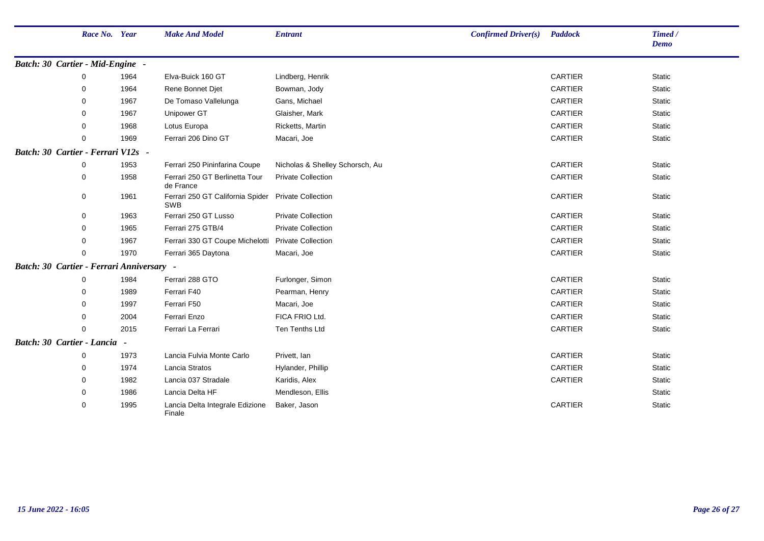| Race No. | Year | Make And Model | Entrant | Confirmed Driver(s) | Paddock | Timed / Demo |
|---|---|---|---|---|---|---|
| ***Batch: 30 Cartier - Mid-Engine -*** | | | | | | |
| 0 | 1964 | Elva-Buick 160 GT | Lindberg, Henrik | | CARTIER | Static |
| 0 | 1964 | Rene Bonnet Djet | Bowman, Jody | | CARTIER | Static |
| 0 | 1967 | De Tomaso Vallelunga | Gans, Michael | | CARTIER | Static |
| 0 | 1967 | Unipower GT | Glaisher, Mark | | CARTIER | Static |
| 0 | 1968 | Lotus Europa | Ricketts, Martin | | CARTIER | Static |
| 0 | 1969 | Ferrari 206 Dino GT | Macari, Joe | | CARTIER | Static |
| ***Batch: 30 Cartier - Ferrari V12s -*** | | | | | | |
| 0 | 1953 | Ferrari 250 Pininfarina Coupe | Nicholas & Shelley Schorsch, Au | | CARTIER | Static |
| 0 | 1958 | Ferrari 250 GT Berlinetta Tour de France | Private Collection | | CARTIER | Static |
| 0 | 1961 | Ferrari 250 GT California Spider SWB | Private Collection | | CARTIER | Static |
| 0 | 1963 | Ferrari 250 GT Lusso | Private Collection | | CARTIER | Static |
| 0 | 1965 | Ferrari 275 GTB/4 | Private Collection | | CARTIER | Static |
| 0 | 1967 | Ferrari 330 GT Coupe Michelotti | Private Collection | | CARTIER | Static |
| 0 | 1970 | Ferrari 365 Daytona | Macari, Joe | | CARTIER | Static |
| ***Batch: 30 Cartier - Ferrari Anniversary -*** | | | | | | |
| 0 | 1984 | Ferrari 288 GTO | Furlonger, Simon | | CARTIER | Static |
| 0 | 1989 | Ferrari F40 | Pearman, Henry | | CARTIER | Static |
| 0 | 1997 | Ferrari F50 | Macari, Joe | | CARTIER | Static |
| 0 | 2004 | Ferrari Enzo | FICA FRIO Ltd. | | CARTIER | Static |
| 0 | 2015 | Ferrari La Ferrari | Ten Tenths Ltd | | CARTIER | Static |
| ***Batch: 30 Cartier - Lancia -*** | | | | | | |
| 0 | 1973 | Lancia Fulvia Monte Carlo | Privett, Ian | | CARTIER | Static |
| 0 | 1974 | Lancia Stratos | Hylander, Phillip | | CARTIER | Static |
| 0 | 1982 | Lancia 037 Stradale | Karidis, Alex | | CARTIER | Static |
| 0 | 1986 | Lancia Delta HF | Mendleson, Ellis | | | Static |
| 0 | 1995 | Lancia Delta Integrale Edizione Finale | Baker, Jason | | CARTIER | Static |

*15 June 2022 - 16:05*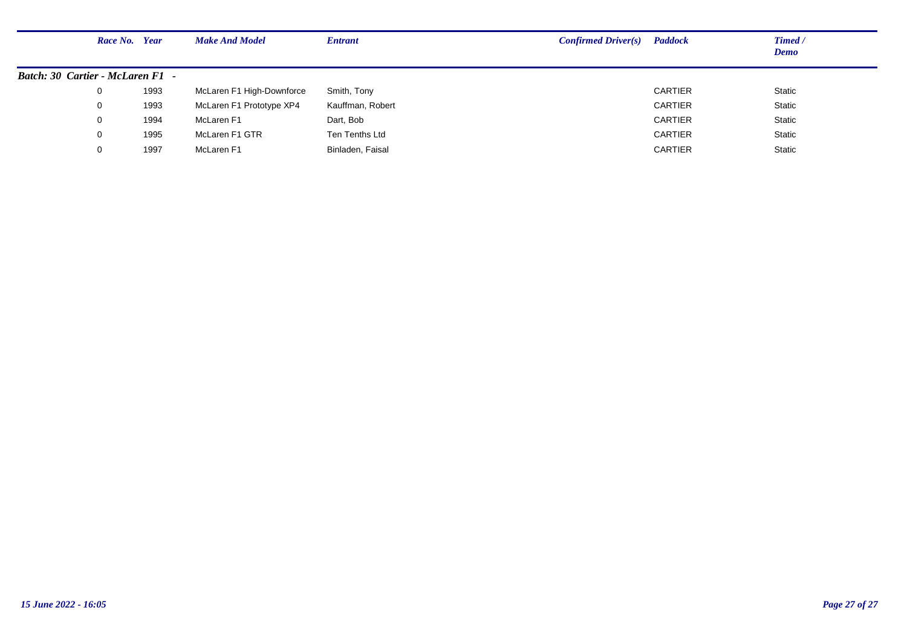| Race No. | Year | Make And Model | Entrant | Confirmed Driver(s) | Paddock | Timed / Demo |
|---|---|---|---|---|---|---|
| ***Batch: 30 Cartier - McLaren F1 -*** | | | | | | |
| 0 | 1993 | McLaren F1 High-Downforce | Smith, Tony | | CARTIER | Static |
| 0 | 1993 | McLaren F1 Prototype XP4 | Kauffman, Robert | | CARTIER | Static |
| 0 | 1994 | McLaren F1 | Dart, Bob | | CARTIER | Static |
| 0 | 1995 | McLaren F1 GTR | Ten Tenths Ltd | | CARTIER | Static |
| 0 | 1997 | McLaren F1 | Binladen, Faisal | | CARTIER | Static |

*15 June 2022 - 16:05*